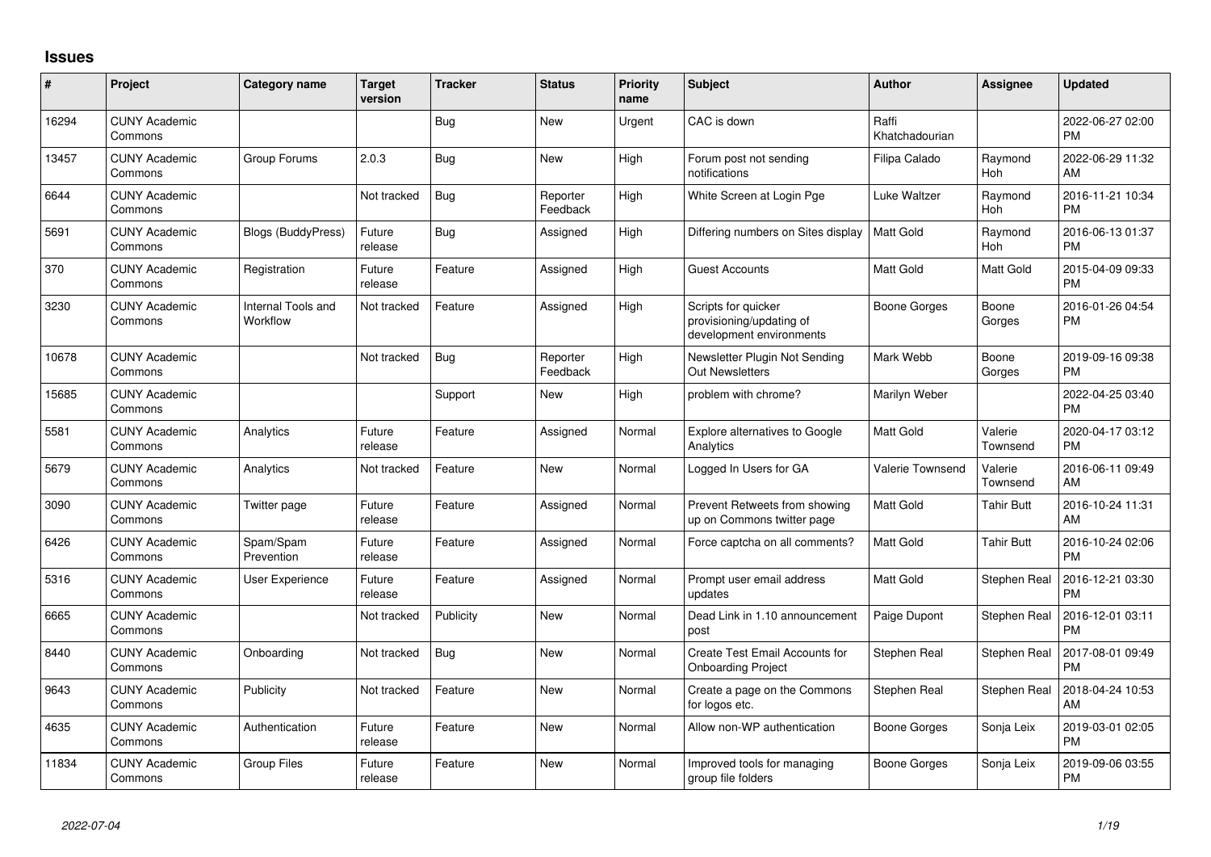## Issues

| # | Project | Category name | Target version | Tracker | Status | Priority name | Subject | Author | Assignee | Updated |
|---|---|---|---|---|---|---|---|---|---|---|
| 16294 | CUNY Academic Commons | | | Bug | New | Urgent | CAC is down | Raffi Khatchadourian | | 2022-06-27 02:00 PM |
| 13457 | CUNY Academic Commons | Group Forums | 2.0.3 | Bug | New | High | Forum post not sending notifications | Filipa Calado | Raymond Hoh | 2022-06-29 11:32 AM |
| 6644 | CUNY Academic Commons | | Not tracked | Bug | Reporter Feedback | High | White Screen at Login Pge | Luke Waltzer | Raymond Hoh | 2016-11-21 10:34 PM |
| 5691 | CUNY Academic Commons | Blogs (BuddyPress) | Future release | Bug | Assigned | High | Differing numbers on Sites display | Matt Gold | Raymond Hoh | 2016-06-13 01:37 PM |
| 370 | CUNY Academic Commons | Registration | Future release | Feature | Assigned | High | Guest Accounts | Matt Gold | Matt Gold | 2015-04-09 09:33 PM |
| 3230 | CUNY Academic Commons | Internal Tools and Workflow | Not tracked | Feature | Assigned | High | Scripts for quicker provisioning/updating of development environments | Boone Gorges | Boone Gorges | 2016-01-26 04:54 PM |
| 10678 | CUNY Academic Commons | | Not tracked | Bug | Reporter Feedback | High | Newsletter Plugin Not Sending Out Newsletters | Mark Webb | Boone Gorges | 2019-09-16 09:38 PM |
| 15685 | CUNY Academic Commons | | | Support | New | High | problem with chrome? | Marilyn Weber | | 2022-04-25 03:40 PM |
| 5581 | CUNY Academic Commons | Analytics | Future release | Feature | Assigned | Normal | Explore alternatives to Google Analytics | Matt Gold | Valerie Townsend | 2020-04-17 03:12 PM |
| 5679 | CUNY Academic Commons | Analytics | Not tracked | Feature | New | Normal | Logged In Users for GA | Valerie Townsend | Valerie Townsend | 2016-06-11 09:49 AM |
| 3090 | CUNY Academic Commons | Twitter page | Future release | Feature | Assigned | Normal | Prevent Retweets from showing up on Commons twitter page | Matt Gold | Tahir Butt | 2016-10-24 11:31 AM |
| 6426 | CUNY Academic Commons | Spam/Spam Prevention | Future release | Feature | Assigned | Normal | Force captcha on all comments? | Matt Gold | Tahir Butt | 2016-10-24 02:06 PM |
| 5316 | CUNY Academic Commons | User Experience | Future release | Feature | Assigned | Normal | Prompt user email address updates | Matt Gold | Stephen Real | 2016-12-21 03:30 PM |
| 6665 | CUNY Academic Commons | | Not tracked | Publicity | New | Normal | Dead Link in 1.10 announcement post | Paige Dupont | Stephen Real | 2016-12-01 03:11 PM |
| 8440 | CUNY Academic Commons | Onboarding | Not tracked | Bug | New | Normal | Create Test Email Accounts for Onboarding Project | Stephen Real | Stephen Real | 2017-08-01 09:49 PM |
| 9643 | CUNY Academic Commons | Publicity | Not tracked | Feature | New | Normal | Create a page on the Commons for logos etc. | Stephen Real | Stephen Real | 2018-04-24 10:53 AM |
| 4635 | CUNY Academic Commons | Authentication | Future release | Feature | New | Normal | Allow non-WP authentication | Boone Gorges | Sonja Leix | 2019-03-01 02:05 PM |
| 11834 | CUNY Academic Commons | Group Files | Future release | Feature | New | Normal | Improved tools for managing group file folders | Boone Gorges | Sonja Leix | 2019-09-06 03:55 PM |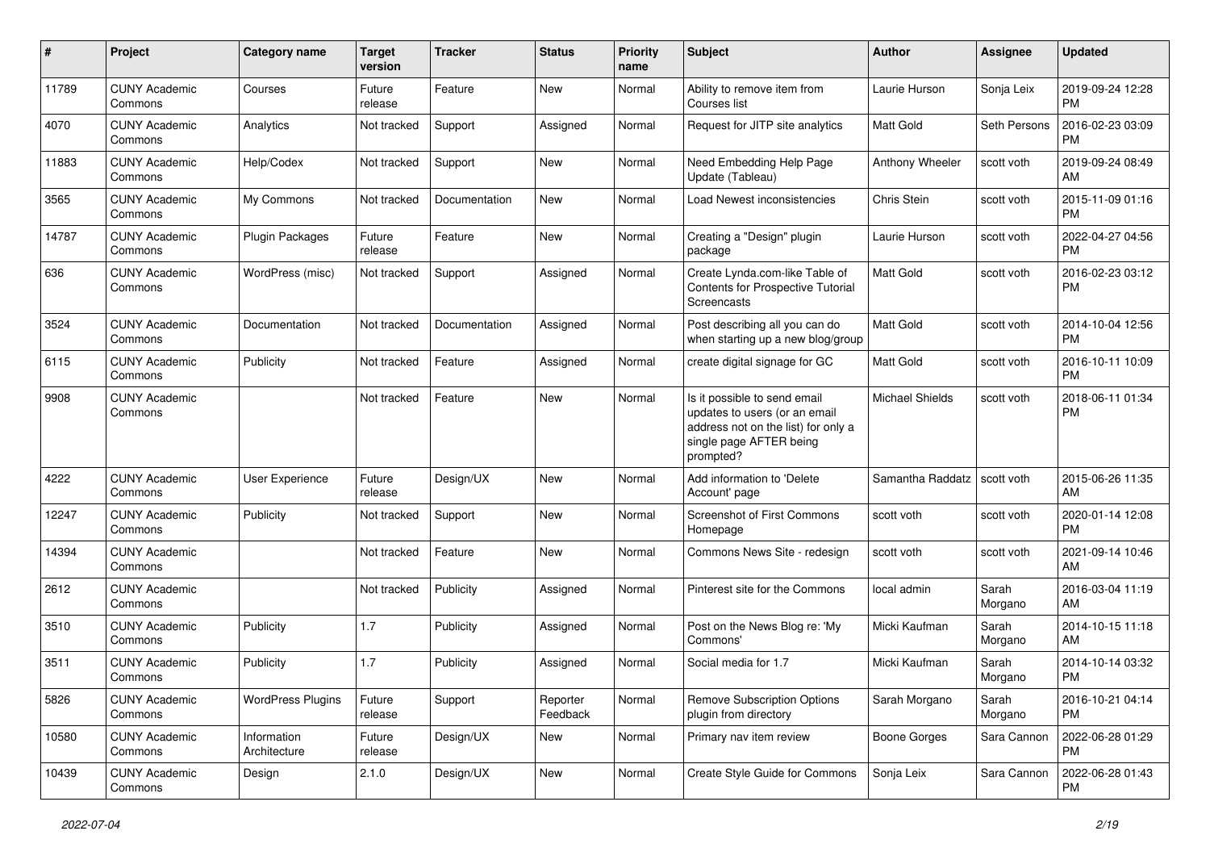| # | Project | Category name | Target version | Tracker | Status | Priority name | Subject | Author | Assignee | Updated |
|---|---|---|---|---|---|---|---|---|---|---|
| 11789 | CUNY Academic Commons | Courses | Future release | Feature | New | Normal | Ability to remove item from Courses list | Laurie Hurson | Sonja Leix | 2019-09-24 12:28 PM |
| 4070 | CUNY Academic Commons | Analytics | Not tracked | Support | Assigned | Normal | Request for JITP site analytics | Matt Gold | Seth Persons | 2016-02-23 03:09 PM |
| 11883 | CUNY Academic Commons | Help/Codex | Not tracked | Support | New | Normal | Need Embedding Help Page Update (Tableau) | Anthony Wheeler | scott voth | 2019-09-24 08:49 AM |
| 3565 | CUNY Academic Commons | My Commons | Not tracked | Documentation | New | Normal | Load Newest inconsistencies | Chris Stein | scott voth | 2015-11-09 01:16 PM |
| 14787 | CUNY Academic Commons | Plugin Packages | Future release | Feature | New | Normal | Creating a "Design" plugin package | Laurie Hurson | scott voth | 2022-04-27 04:56 PM |
| 636 | CUNY Academic Commons | WordPress (misc) | Not tracked | Support | Assigned | Normal | Create Lynda.com-like Table of Contents for Prospective Tutorial Screencasts | Matt Gold | scott voth | 2016-02-23 03:12 PM |
| 3524 | CUNY Academic Commons | Documentation | Not tracked | Documentation | Assigned | Normal | Post describing all you can do when starting up a new blog/group | Matt Gold | scott voth | 2014-10-04 12:56 PM |
| 6115 | CUNY Academic Commons | Publicity | Not tracked | Feature | Assigned | Normal | create digital signage for GC | Matt Gold | scott voth | 2016-10-11 10:09 PM |
| 9908 | CUNY Academic Commons | | Not tracked | Feature | New | Normal | Is it possible to send email updates to users (or an email address not on the list) for only a single page AFTER being prompted? | Michael Shields | scott voth | 2018-06-11 01:34 PM |
| 4222 | CUNY Academic Commons | User Experience | Future release | Design/UX | New | Normal | Add information to 'Delete Account' page | Samantha Raddatz | scott voth | 2015-06-26 11:35 AM |
| 12247 | CUNY Academic Commons | Publicity | Not tracked | Support | New | Normal | Screenshot of First Commons Homepage | scott voth | scott voth | 2020-01-14 12:08 PM |
| 14394 | CUNY Academic Commons | | Not tracked | Feature | New | Normal | Commons News Site - redesign | scott voth | scott voth | 2021-09-14 10:46 AM |
| 2612 | CUNY Academic Commons | | Not tracked | Publicity | Assigned | Normal | Pinterest site for the Commons | local admin | Sarah Morgano | 2016-03-04 11:19 AM |
| 3510 | CUNY Academic Commons | Publicity | 1.7 | Publicity | Assigned | Normal | Post on the News Blog re: 'My Commons' | Micki Kaufman | Sarah Morgano | 2014-10-15 11:18 AM |
| 3511 | CUNY Academic Commons | Publicity | 1.7 | Publicity | Assigned | Normal | Social media for 1.7 | Micki Kaufman | Sarah Morgano | 2014-10-14 03:32 PM |
| 5826 | CUNY Academic Commons | WordPress Plugins | Future release | Support | Reporter Feedback | Normal | Remove Subscription Options plugin from directory | Sarah Morgano | Sarah Morgano | 2016-10-21 04:14 PM |
| 10580 | CUNY Academic Commons | Information Architecture | Future release | Design/UX | New | Normal | Primary nav item review | Boone Gorges | Sara Cannon | 2022-06-28 01:29 PM |
| 10439 | CUNY Academic Commons | Design | 2.1.0 | Design/UX | New | Normal | Create Style Guide for Commons | Sonja Leix | Sara Cannon | 2022-06-28 01:43 PM |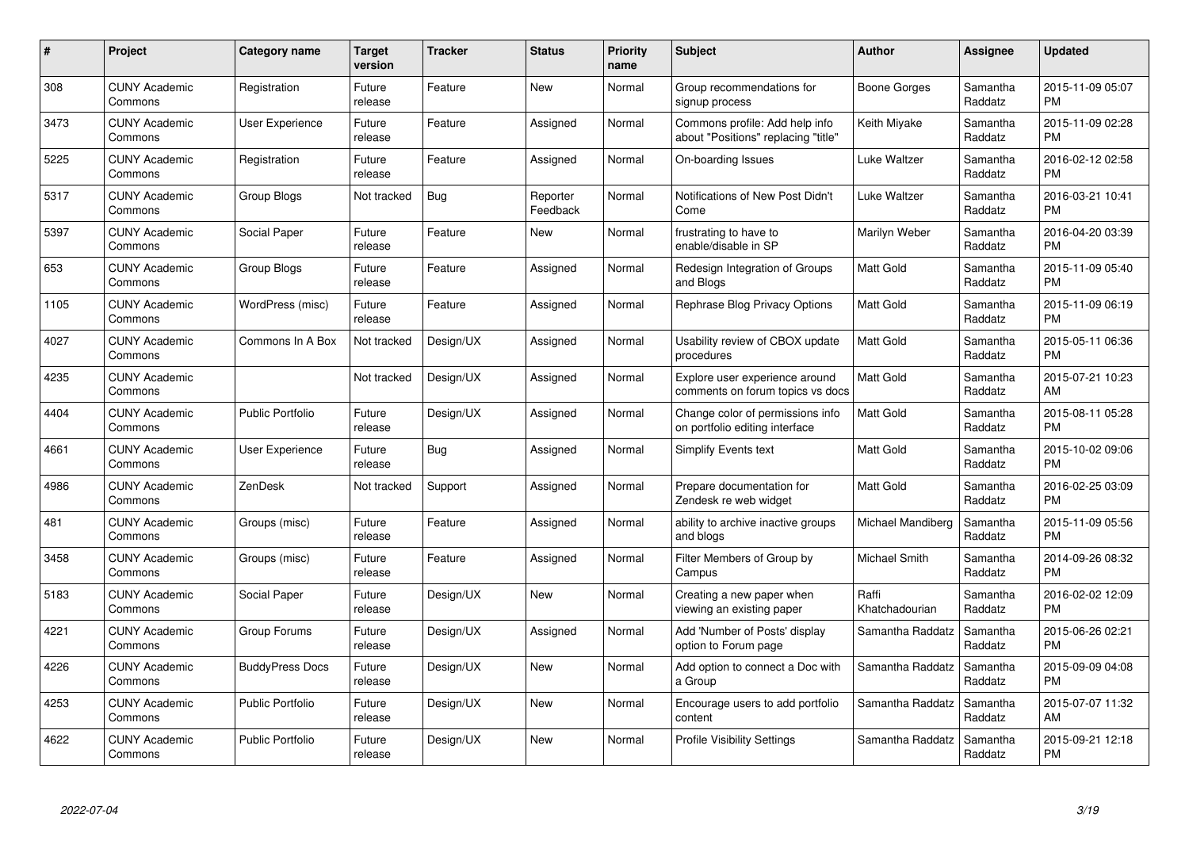| # | Project | Category name | Target version | Tracker | Status | Priority name | Subject | Author | Assignee | Updated |
|---|---|---|---|---|---|---|---|---|---|---|
| 308 | CUNY Academic Commons | Registration | Future release | Feature | New | Normal | Group recommendations for signup process | Boone Gorges | Samantha Raddatz | 2015-11-09 05:07 PM |
| 3473 | CUNY Academic Commons | User Experience | Future release | Feature | Assigned | Normal | Commons profile: Add help info about "Positions" replacing "title" | Keith Miyake | Samantha Raddatz | 2015-11-09 02:28 PM |
| 5225 | CUNY Academic Commons | Registration | Future release | Feature | Assigned | Normal | On-boarding Issues | Luke Waltzer | Samantha Raddatz | 2016-02-12 02:58 PM |
| 5317 | CUNY Academic Commons | Group Blogs | Not tracked | Bug | Reporter Feedback | Normal | Notifications of New Post Didn't Come | Luke Waltzer | Samantha Raddatz | 2016-03-21 10:41 PM |
| 5397 | CUNY Academic Commons | Social Paper | Future release | Feature | New | Normal | frustrating to have to enable/disable in SP | Marilyn Weber | Samantha Raddatz | 2016-04-20 03:39 PM |
| 653 | CUNY Academic Commons | Group Blogs | Future release | Feature | Assigned | Normal | Redesign Integration of Groups and Blogs | Matt Gold | Samantha Raddatz | 2015-11-09 05:40 PM |
| 1105 | CUNY Academic Commons | WordPress (misc) | Future release | Feature | Assigned | Normal | Rephrase Blog Privacy Options | Matt Gold | Samantha Raddatz | 2015-11-09 06:19 PM |
| 4027 | CUNY Academic Commons | Commons In A Box | Not tracked | Design/UX | Assigned | Normal | Usability review of CBOX update procedures | Matt Gold | Samantha Raddatz | 2015-05-11 06:36 PM |
| 4235 | CUNY Academic Commons | | Not tracked | Design/UX | Assigned | Normal | Explore user experience around comments on forum topics vs docs | Matt Gold | Samantha Raddatz | 2015-07-21 10:23 AM |
| 4404 | CUNY Academic Commons | Public Portfolio | Future release | Design/UX | Assigned | Normal | Change color of permissions info on portfolio editing interface | Matt Gold | Samantha Raddatz | 2015-08-11 05:28 PM |
| 4661 | CUNY Academic Commons | User Experience | Future release | Bug | Assigned | Normal | Simplify Events text | Matt Gold | Samantha Raddatz | 2015-10-02 09:06 PM |
| 4986 | CUNY Academic Commons | ZenDesk | Not tracked | Support | Assigned | Normal | Prepare documentation for Zendesk re web widget | Matt Gold | Samantha Raddatz | 2016-02-25 03:09 PM |
| 481 | CUNY Academic Commons | Groups (misc) | Future release | Feature | Assigned | Normal | ability to archive inactive groups and blogs | Michael Mandiberg | Samantha Raddatz | 2015-11-09 05:56 PM |
| 3458 | CUNY Academic Commons | Groups (misc) | Future release | Feature | Assigned | Normal | Filter Members of Group by Campus | Michael Smith | Samantha Raddatz | 2014-09-26 08:32 PM |
| 5183 | CUNY Academic Commons | Social Paper | Future release | Design/UX | New | Normal | Creating a new paper when viewing an existing paper | Raffi Khatchadourian | Samantha Raddatz | 2016-02-02 12:09 PM |
| 4221 | CUNY Academic Commons | Group Forums | Future release | Design/UX | Assigned | Normal | Add 'Number of Posts' display option to Forum page | Samantha Raddatz | Samantha Raddatz | 2015-06-26 02:21 PM |
| 4226 | CUNY Academic Commons | BuddyPress Docs | Future release | Design/UX | New | Normal | Add option to connect a Doc with a Group | Samantha Raddatz | Samantha Raddatz | 2015-09-09 04:08 PM |
| 4253 | CUNY Academic Commons | Public Portfolio | Future release | Design/UX | New | Normal | Encourage users to add portfolio content | Samantha Raddatz | Samantha Raddatz | 2015-07-07 11:32 AM |
| 4622 | CUNY Academic Commons | Public Portfolio | Future release | Design/UX | New | Normal | Profile Visibility Settings | Samantha Raddatz | Samantha Raddatz | 2015-09-21 12:18 PM |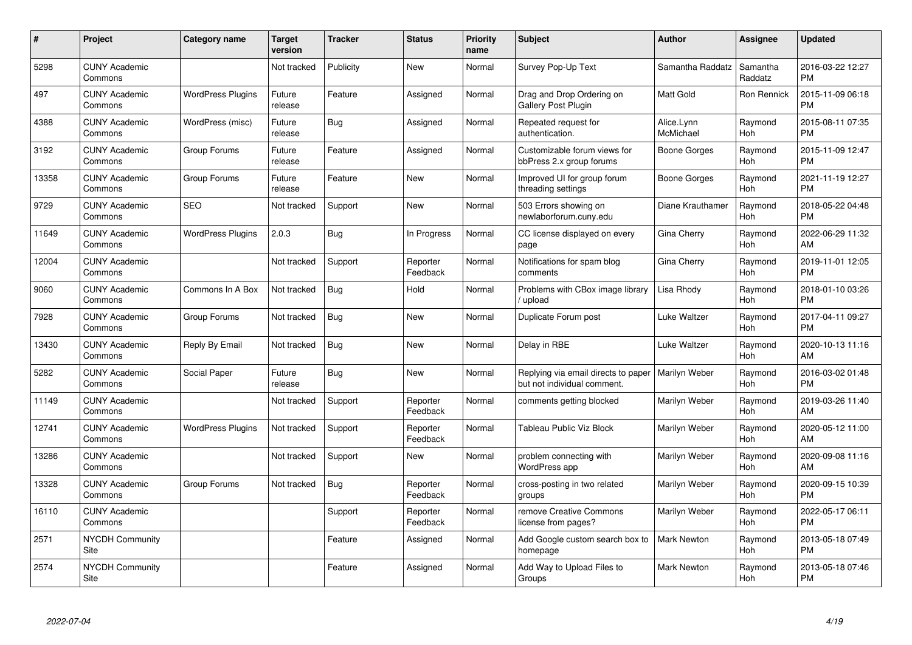| # | Project | Category name | Target version | Tracker | Status | Priority name | Subject | Author | Assignee | Updated |
|---|---|---|---|---|---|---|---|---|---|---|
| 5298 | CUNY Academic Commons | | Not tracked | Publicity | New | Normal | Survey Pop-Up Text | Samantha Raddatz | Samantha Raddatz | 2016-03-22 12:27 PM |
| 497 | CUNY Academic Commons | WordPress Plugins | Future release | Feature | Assigned | Normal | Drag and Drop Ordering on Gallery Post Plugin | Matt Gold | Ron Rennick | 2015-11-09 06:18 PM |
| 4388 | CUNY Academic Commons | WordPress (misc) | Future release | Bug | Assigned | Normal | Repeated request for authentication. | Alice.Lynn McMichael | Raymond Hoh | 2015-08-11 07:35 PM |
| 3192 | CUNY Academic Commons | Group Forums | Future release | Feature | Assigned | Normal | Customizable forum views for bbPress 2.x group forums | Boone Gorges | Raymond Hoh | 2015-11-09 12:47 PM |
| 13358 | CUNY Academic Commons | Group Forums | Future release | Feature | New | Normal | Improved UI for group forum threading settings | Boone Gorges | Raymond Hoh | 2021-11-19 12:27 PM |
| 9729 | CUNY Academic Commons | SEO | Not tracked | Support | New | Normal | 503 Errors showing on newlaborforum.cuny.edu | Diane Krauthamer | Raymond Hoh | 2018-05-22 04:48 PM |
| 11649 | CUNY Academic Commons | WordPress Plugins | 2.0.3 | Bug | In Progress | Normal | CC license displayed on every page | Gina Cherry | Raymond Hoh | 2022-06-29 11:32 AM |
| 12004 | CUNY Academic Commons | | Not tracked | Support | Reporter Feedback | Normal | Notifications for spam blog comments | Gina Cherry | Raymond Hoh | 2019-11-01 12:05 PM |
| 9060 | CUNY Academic Commons | Commons In A Box | Not tracked | Bug | Hold | Normal | Problems with CBox image library / upload | Lisa Rhody | Raymond Hoh | 2018-01-10 03:26 PM |
| 7928 | CUNY Academic Commons | Group Forums | Not tracked | Bug | New | Normal | Duplicate Forum post | Luke Waltzer | Raymond Hoh | 2017-04-11 09:27 PM |
| 13430 | CUNY Academic Commons | Reply By Email | Not tracked | Bug | New | Normal | Delay in RBE | Luke Waltzer | Raymond Hoh | 2020-10-13 11:16 AM |
| 5282 | CUNY Academic Commons | Social Paper | Future release | Bug | New | Normal | Replying via email directs to paper but not individual comment. | Marilyn Weber | Raymond Hoh | 2016-03-02 01:48 PM |
| 11149 | CUNY Academic Commons | | Not tracked | Support | Reporter Feedback | Normal | comments getting blocked | Marilyn Weber | Raymond Hoh | 2019-03-26 11:40 AM |
| 12741 | CUNY Academic Commons | WordPress Plugins | Not tracked | Support | Reporter Feedback | Normal | Tableau Public Viz Block | Marilyn Weber | Raymond Hoh | 2020-05-12 11:00 AM |
| 13286 | CUNY Academic Commons | | Not tracked | Support | New | Normal | problem connecting with WordPress app | Marilyn Weber | Raymond Hoh | 2020-09-08 11:16 AM |
| 13328 | CUNY Academic Commons | Group Forums | Not tracked | Bug | Reporter Feedback | Normal | cross-posting in two related groups | Marilyn Weber | Raymond Hoh | 2020-09-15 10:39 PM |
| 16110 | CUNY Academic Commons | | | Support | Reporter Feedback | Normal | remove Creative Commons license from pages? | Marilyn Weber | Raymond Hoh | 2022-05-17 06:11 PM |
| 2571 | NYCDH Community Site | | | Feature | Assigned | Normal | Add Google custom search box to homepage | Mark Newton | Raymond Hoh | 2013-05-18 07:49 PM |
| 2574 | NYCDH Community Site | | | Feature | Assigned | Normal | Add Way to Upload Files to Groups | Mark Newton | Raymond Hoh | 2013-05-18 07:46 PM |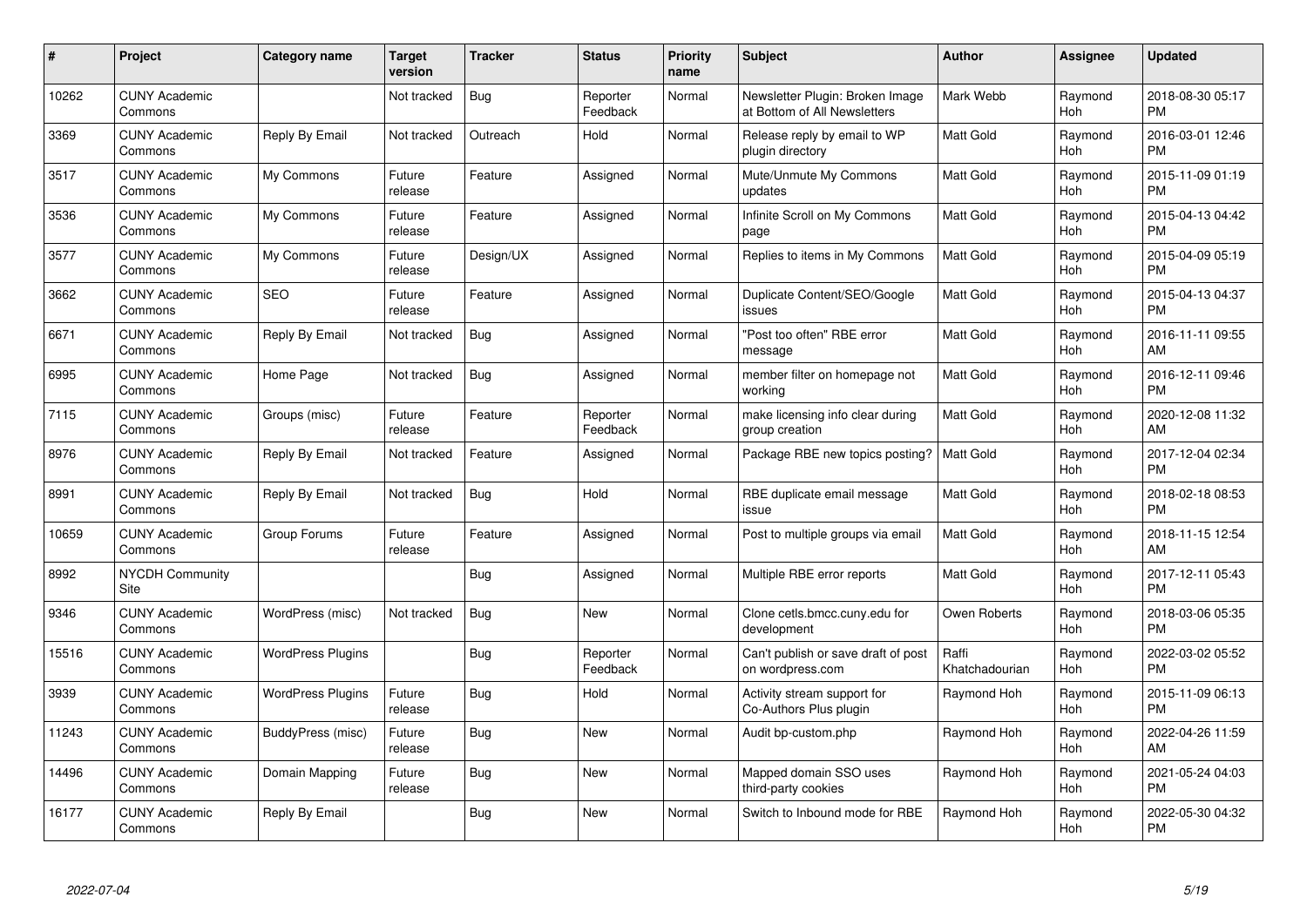| # | Project | Category name | Target version | Tracker | Status | Priority name | Subject | Author | Assignee | Updated |
|---|---|---|---|---|---|---|---|---|---|---|
| 10262 | CUNY Academic Commons | | Not tracked | Bug | Reporter Feedback | Normal | Newsletter Plugin: Broken Image at Bottom of All Newsletters | Mark Webb | Raymond Hoh | 2018-08-30 05:17 PM |
| 3369 | CUNY Academic Commons | Reply By Email | Not tracked | Outreach | Hold | Normal | Release reply by email to WP plugin directory | Matt Gold | Raymond Hoh | 2016-03-01 12:46 PM |
| 3517 | CUNY Academic Commons | My Commons | Future release | Feature | Assigned | Normal | Mute/Unmute My Commons updates | Matt Gold | Raymond Hoh | 2015-11-09 01:19 PM |
| 3536 | CUNY Academic Commons | My Commons | Future release | Feature | Assigned | Normal | Infinite Scroll on My Commons page | Matt Gold | Raymond Hoh | 2015-04-13 04:42 PM |
| 3577 | CUNY Academic Commons | My Commons | Future release | Design/UX | Assigned | Normal | Replies to items in My Commons | Matt Gold | Raymond Hoh | 2015-04-09 05:19 PM |
| 3662 | CUNY Academic Commons | SEO | Future release | Feature | Assigned | Normal | Duplicate Content/SEO/Google issues | Matt Gold | Raymond Hoh | 2015-04-13 04:37 PM |
| 6671 | CUNY Academic Commons | Reply By Email | Not tracked | Bug | Assigned | Normal | "Post too often" RBE error message | Matt Gold | Raymond Hoh | 2016-11-11 09:55 AM |
| 6995 | CUNY Academic Commons | Home Page | Not tracked | Bug | Assigned | Normal | member filter on homepage not working | Matt Gold | Raymond Hoh | 2016-12-11 09:46 PM |
| 7115 | CUNY Academic Commons | Groups (misc) | Future release | Feature | Reporter Feedback | Normal | make licensing info clear during group creation | Matt Gold | Raymond Hoh | 2020-12-08 11:32 AM |
| 8976 | CUNY Academic Commons | Reply By Email | Not tracked | Feature | Assigned | Normal | Package RBE new topics posting? | Matt Gold | Raymond Hoh | 2017-12-04 02:34 PM |
| 8991 | CUNY Academic Commons | Reply By Email | Not tracked | Bug | Hold | Normal | RBE duplicate email message issue | Matt Gold | Raymond Hoh | 2018-02-18 08:53 PM |
| 10659 | CUNY Academic Commons | Group Forums | Future release | Feature | Assigned | Normal | Post to multiple groups via email | Matt Gold | Raymond Hoh | 2018-11-15 12:54 AM |
| 8992 | NYCDH Community Site | | | Bug | Assigned | Normal | Multiple RBE error reports | Matt Gold | Raymond Hoh | 2017-12-11 05:43 PM |
| 9346 | CUNY Academic Commons | WordPress (misc) | Not tracked | Bug | New | Normal | Clone cetls.bmcc.cuny.edu for development | Owen Roberts | Raymond Hoh | 2018-03-06 05:35 PM |
| 15516 | CUNY Academic Commons | WordPress Plugins | | Bug | Reporter Feedback | Normal | Can't publish or save draft of post on wordpress.com | Raffi Khatchadourian | Raymond Hoh | 2022-03-02 05:52 PM |
| 3939 | CUNY Academic Commons | WordPress Plugins | Future release | Bug | Hold | Normal | Activity stream support for Co-Authors Plus plugin | Raymond Hoh | Raymond Hoh | 2015-11-09 06:13 PM |
| 11243 | CUNY Academic Commons | BuddyPress (misc) | Future release | Bug | New | Normal | Audit bp-custom.php | Raymond Hoh | Raymond Hoh | 2022-04-26 11:59 AM |
| 14496 | CUNY Academic Commons | Domain Mapping | Future release | Bug | New | Normal | Mapped domain SSO uses third-party cookies | Raymond Hoh | Raymond Hoh | 2021-05-24 04:03 PM |
| 16177 | CUNY Academic Commons | Reply By Email | | Bug | New | Normal | Switch to Inbound mode for RBE | Raymond Hoh | Raymond Hoh | 2022-05-30 04:32 PM |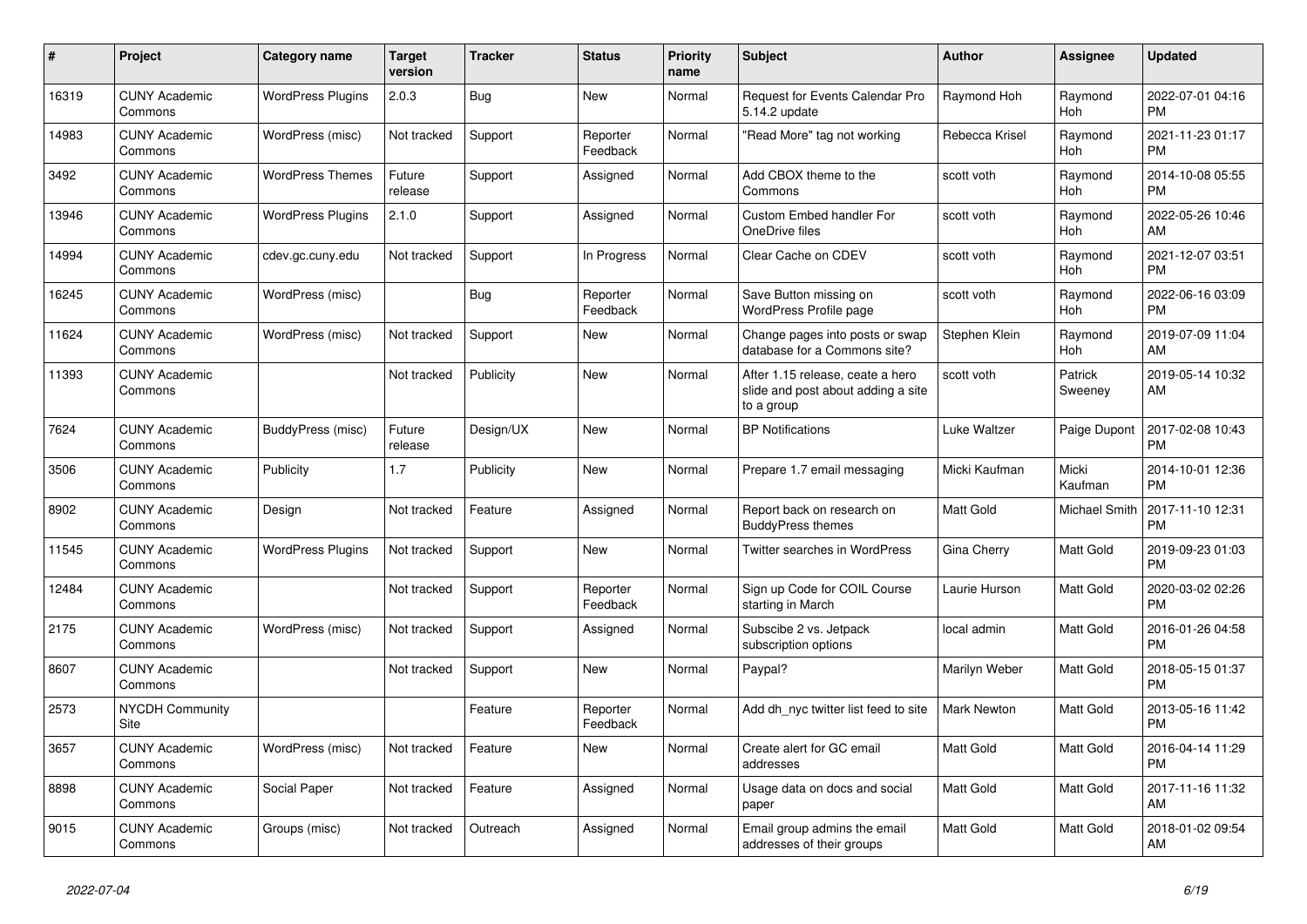| # | Project | Category name | Target version | Tracker | Status | Priority name | Subject | Author | Assignee | Updated |
|---|---|---|---|---|---|---|---|---|---|---|
| 16319 | CUNY Academic Commons | WordPress Plugins | 2.0.3 | Bug | New | Normal | Request for Events Calendar Pro 5.14.2 update | Raymond Hoh | Raymond Hoh | 2022-07-01 04:16 PM |
| 14983 | CUNY Academic Commons | WordPress (misc) | Not tracked | Support | Reporter Feedback | Normal | "Read More" tag not working | Rebecca Krisel | Raymond Hoh | 2021-11-23 01:17 PM |
| 3492 | CUNY Academic Commons | WordPress Themes | Future release | Support | Assigned | Normal | Add CBOX theme to the Commons | scott voth | Raymond Hoh | 2014-10-08 05:55 PM |
| 13946 | CUNY Academic Commons | WordPress Plugins | 2.1.0 | Support | Assigned | Normal | Custom Embed handler For OneDrive files | scott voth | Raymond Hoh | 2022-05-26 10:46 AM |
| 14994 | CUNY Academic Commons | cdev.gc.cuny.edu | Not tracked | Support | In Progress | Normal | Clear Cache on CDEV | scott voth | Raymond Hoh | 2021-12-07 03:51 PM |
| 16245 | CUNY Academic Commons | WordPress (misc) | | Bug | Reporter Feedback | Normal | Save Button missing on WordPress Profile page | scott voth | Raymond Hoh | 2022-06-16 03:09 PM |
| 11624 | CUNY Academic Commons | WordPress (misc) | Not tracked | Support | New | Normal | Change pages into posts or swap database for a Commons site? | Stephen Klein | Raymond Hoh | 2019-07-09 11:04 AM |
| 11393 | CUNY Academic Commons | | Not tracked | Publicity | New | Normal | After 1.15 release, ceate a hero slide and post about adding a site to a group | scott voth | Patrick Sweeney | 2019-05-14 10:32 AM |
| 7624 | CUNY Academic Commons | BuddyPress (misc) | Future release | Design/UX | New | Normal | BP Notifications | Luke Waltzer | Paige Dupont | 2017-02-08 10:43 PM |
| 3506 | CUNY Academic Commons | Publicity | 1.7 | Publicity | New | Normal | Prepare 1.7 email messaging | Micki Kaufman | Micki Kaufman | 2014-10-01 12:36 PM |
| 8902 | CUNY Academic Commons | Design | Not tracked | Feature | Assigned | Normal | Report back on research on BuddyPress themes | Matt Gold | Michael Smith | 2017-11-10 12:31 PM |
| 11545 | CUNY Academic Commons | WordPress Plugins | Not tracked | Support | New | Normal | Twitter searches in WordPress | Gina Cherry | Matt Gold | 2019-09-23 01:03 PM |
| 12484 | CUNY Academic Commons | | Not tracked | Support | Reporter Feedback | Normal | Sign up Code for COIL Course starting in March | Laurie Hurson | Matt Gold | 2020-03-02 02:26 PM |
| 2175 | CUNY Academic Commons | WordPress (misc) | Not tracked | Support | Assigned | Normal | Subscibe 2 vs. Jetpack subscription options | local admin | Matt Gold | 2016-01-26 04:58 PM |
| 8607 | CUNY Academic Commons | | Not tracked | Support | New | Normal | Paypal? | Marilyn Weber | Matt Gold | 2018-05-15 01:37 PM |
| 2573 | NYCDH Community Site | | | Feature | Reporter Feedback | Normal | Add dh_nyc twitter list feed to site | Mark Newton | Matt Gold | 2013-05-16 11:42 PM |
| 3657 | CUNY Academic Commons | WordPress (misc) | Not tracked | Feature | New | Normal | Create alert for GC email addresses | Matt Gold | Matt Gold | 2016-04-14 11:29 PM |
| 8898 | CUNY Academic Commons | Social Paper | Not tracked | Feature | Assigned | Normal | Usage data on docs and social paper | Matt Gold | Matt Gold | 2017-11-16 11:32 AM |
| 9015 | CUNY Academic Commons | Groups (misc) | Not tracked | Outreach | Assigned | Normal | Email group admins the email addresses of their groups | Matt Gold | Matt Gold | 2018-01-02 09:54 AM |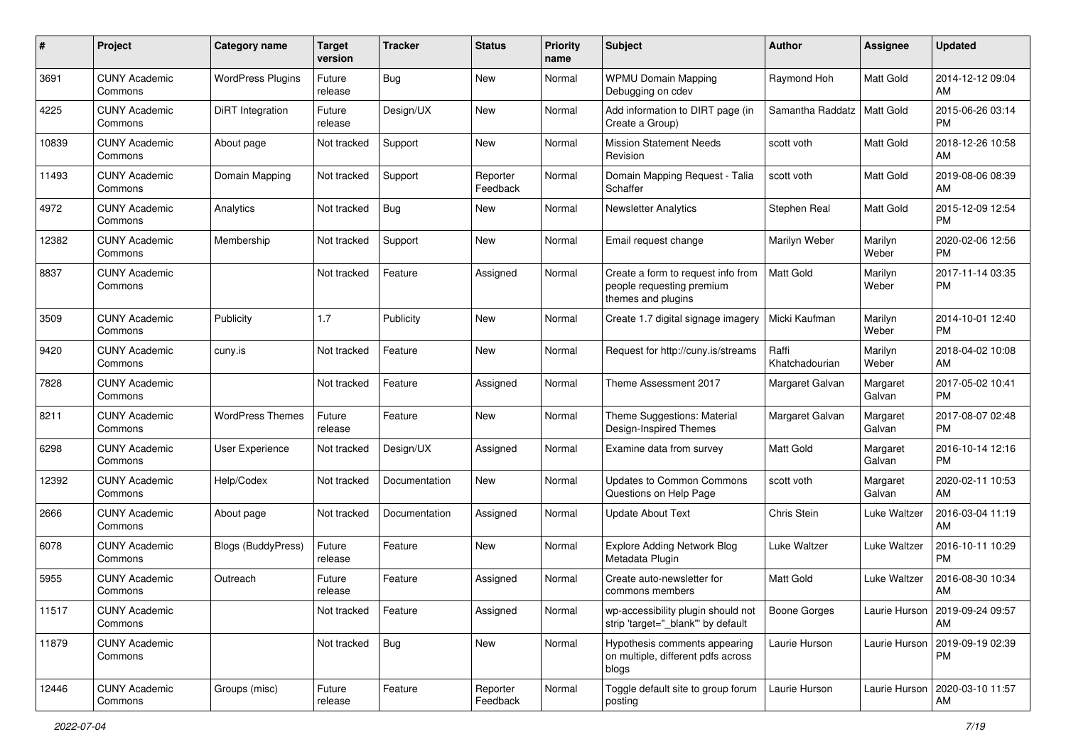| # | Project | Category name | Target version | Tracker | Status | Priority name | Subject | Author | Assignee | Updated |
|---|---|---|---|---|---|---|---|---|---|---|
| 3691 | CUNY Academic Commons | WordPress Plugins | Future release | Bug | New | Normal | WPMU Domain Mapping Debugging on cdev | Raymond Hoh | Matt Gold | 2014-12-12 09:04 AM |
| 4225 | CUNY Academic Commons | DiRT Integration | Future release | Design/UX | New | Normal | Add information to DIRT page (in Create a Group) | Samantha Raddatz | Matt Gold | 2015-06-26 03:14 PM |
| 10839 | CUNY Academic Commons | About page | Not tracked | Support | New | Normal | Mission Statement Needs Revision | scott voth | Matt Gold | 2018-12-26 10:58 AM |
| 11493 | CUNY Academic Commons | Domain Mapping | Not tracked | Support | Reporter Feedback | Normal | Domain Mapping Request - Talia Schaffer | scott voth | Matt Gold | 2019-08-06 08:39 AM |
| 4972 | CUNY Academic Commons | Analytics | Not tracked | Bug | New | Normal | Newsletter Analytics | Stephen Real | Matt Gold | 2015-12-09 12:54 PM |
| 12382 | CUNY Academic Commons | Membership | Not tracked | Support | New | Normal | Email request change | Marilyn Weber | Marilyn Weber | 2020-02-06 12:56 PM |
| 8837 | CUNY Academic Commons | | Not tracked | Feature | Assigned | Normal | Create a form to request info from people requesting premium themes and plugins | Matt Gold | Marilyn Weber | 2017-11-14 03:35 PM |
| 3509 | CUNY Academic Commons | Publicity | 1.7 | Publicity | New | Normal | Create 1.7 digital signage imagery | Micki Kaufman | Marilyn Weber | 2014-10-01 12:40 PM |
| 9420 | CUNY Academic Commons | cuny.is | Not tracked | Feature | New | Normal | Request for http://cuny.is/streams | Raffi Khatchadourian | Marilyn Weber | 2018-04-02 10:08 AM |
| 7828 | CUNY Academic Commons | | Not tracked | Feature | Assigned | Normal | Theme Assessment 2017 | Margaret Galvan | Margaret Galvan | 2017-05-02 10:41 PM |
| 8211 | CUNY Academic Commons | WordPress Themes | Future release | Feature | New | Normal | Theme Suggestions: Material Design-Inspired Themes | Margaret Galvan | Margaret Galvan | 2017-08-07 02:48 PM |
| 6298 | CUNY Academic Commons | User Experience | Not tracked | Design/UX | Assigned | Normal | Examine data from survey | Matt Gold | Margaret Galvan | 2016-10-14 12:16 PM |
| 12392 | CUNY Academic Commons | Help/Codex | Not tracked | Documentation | New | Normal | Updates to Common Commons Questions on Help Page | scott voth | Margaret Galvan | 2020-02-11 10:53 AM |
| 2666 | CUNY Academic Commons | About page | Not tracked | Documentation | Assigned | Normal | Update About Text | Chris Stein | Luke Waltzer | 2016-03-04 11:19 AM |
| 6078 | CUNY Academic Commons | Blogs (BuddyPress) | Future release | Feature | New | Normal | Explore Adding Network Blog Metadata Plugin | Luke Waltzer | Luke Waltzer | 2016-10-11 10:29 PM |
| 5955 | CUNY Academic Commons | Outreach | Future release | Feature | Assigned | Normal | Create auto-newsletter for commons members | Matt Gold | Luke Waltzer | 2016-08-30 10:34 AM |
| 11517 | CUNY Academic Commons | | Not tracked | Feature | Assigned | Normal | wp-accessibility plugin should not strip 'target="_blank"' by default | Boone Gorges | Laurie Hurson | 2019-09-24 09:57 AM |
| 11879 | CUNY Academic Commons | | Not tracked | Bug | New | Normal | Hypothesis comments appearing on multiple, different pdfs across blogs | Laurie Hurson | Laurie Hurson | 2019-09-19 02:39 PM |
| 12446 | CUNY Academic Commons | Groups (misc) | Future release | Feature | Reporter Feedback | Normal | Toggle default site to group forum posting | Laurie Hurson | Laurie Hurson | 2020-03-10 11:57 AM |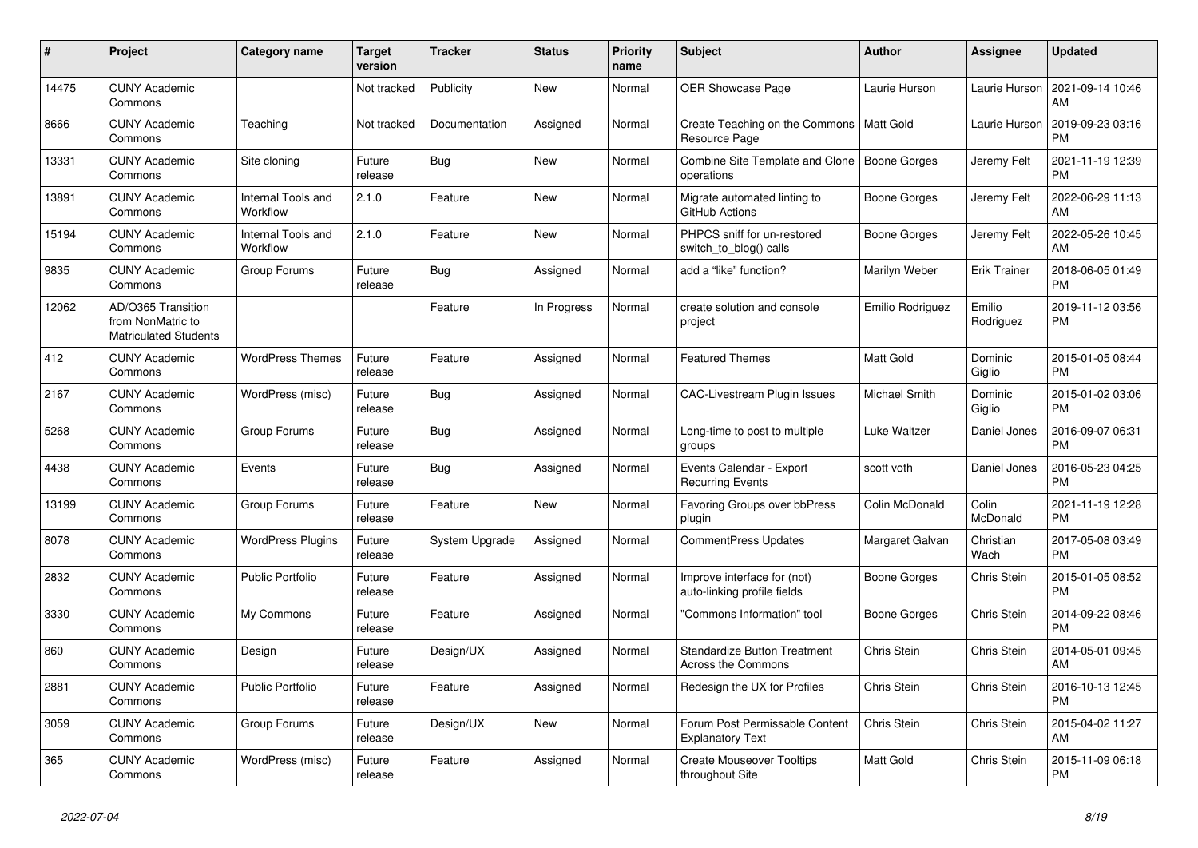| # | Project | Category name | Target version | Tracker | Status | Priority name | Subject | Author | Assignee | Updated |
|---|---|---|---|---|---|---|---|---|---|---|
| 14475 | CUNY Academic Commons | | Not tracked | Publicity | New | Normal | OER Showcase Page | Laurie Hurson | Laurie Hurson | 2021-09-14 10:46 AM |
| 8666 | CUNY Academic Commons | Teaching | Not tracked | Documentation | Assigned | Normal | Create Teaching on the Commons Resource Page | Matt Gold | Laurie Hurson | 2019-09-23 03:16 PM |
| 13331 | CUNY Academic Commons | Site cloning | Future release | Bug | New | Normal | Combine Site Template and Clone operations | Boone Gorges | Jeremy Felt | 2021-11-19 12:39 PM |
| 13891 | CUNY Academic Commons | Internal Tools and Workflow | 2.1.0 | Feature | New | Normal | Migrate automated linting to GitHub Actions | Boone Gorges | Jeremy Felt | 2022-06-29 11:13 AM |
| 15194 | CUNY Academic Commons | Internal Tools and Workflow | 2.1.0 | Feature | New | Normal | PHPCS sniff for un-restored switch_to_blog() calls | Boone Gorges | Jeremy Felt | 2022-05-26 10:45 AM |
| 9835 | CUNY Academic Commons | Group Forums | Future release | Bug | Assigned | Normal | add a "like" function? | Marilyn Weber | Erik Trainer | 2018-06-05 01:49 PM |
| 12062 | AD/O365 Transition from NonMatric to Matriculated Students | | | Feature | In Progress | Normal | create solution and console project | Emilio Rodriguez | Emilio Rodriguez | 2019-11-12 03:56 PM |
| 412 | CUNY Academic Commons | WordPress Themes | Future release | Feature | Assigned | Normal | Featured Themes | Matt Gold | Dominic Giglio | 2015-01-05 08:44 PM |
| 2167 | CUNY Academic Commons | WordPress (misc) | Future release | Bug | Assigned | Normal | CAC-Livestream Plugin Issues | Michael Smith | Dominic Giglio | 2015-01-02 03:06 PM |
| 5268 | CUNY Academic Commons | Group Forums | Future release | Bug | Assigned | Normal | Long-time to post to multiple groups | Luke Waltzer | Daniel Jones | 2016-09-07 06:31 PM |
| 4438 | CUNY Academic Commons | Events | Future release | Bug | Assigned | Normal | Events Calendar - Export Recurring Events | scott voth | Daniel Jones | 2016-05-23 04:25 PM |
| 13199 | CUNY Academic Commons | Group Forums | Future release | Feature | New | Normal | Favoring Groups over bbPress plugin | Colin McDonald | Colin McDonald | 2021-11-19 12:28 PM |
| 8078 | CUNY Academic Commons | WordPress Plugins | Future release | System Upgrade | Assigned | Normal | CommentPress Updates | Margaret Galvan | Christian Wach | 2017-05-08 03:49 PM |
| 2832 | CUNY Academic Commons | Public Portfolio | Future release | Feature | Assigned | Normal | Improve interface for (not) auto-linking profile fields | Boone Gorges | Chris Stein | 2015-01-05 08:52 PM |
| 3330 | CUNY Academic Commons | My Commons | Future release | Feature | Assigned | Normal | "Commons Information" tool | Boone Gorges | Chris Stein | 2014-09-22 08:46 PM |
| 860 | CUNY Academic Commons | Design | Future release | Design/UX | Assigned | Normal | Standardize Button Treatment Across the Commons | Chris Stein | Chris Stein | 2014-05-01 09:45 AM |
| 2881 | CUNY Academic Commons | Public Portfolio | Future release | Feature | Assigned | Normal | Redesign the UX for Profiles | Chris Stein | Chris Stein | 2016-10-13 12:45 PM |
| 3059 | CUNY Academic Commons | Group Forums | Future release | Design/UX | New | Normal | Forum Post Permissable Content Explanatory Text | Chris Stein | Chris Stein | 2015-04-02 11:27 AM |
| 365 | CUNY Academic Commons | WordPress (misc) | Future release | Feature | Assigned | Normal | Create Mouseover Tooltips throughout Site | Matt Gold | Chris Stein | 2015-11-09 06:18 PM |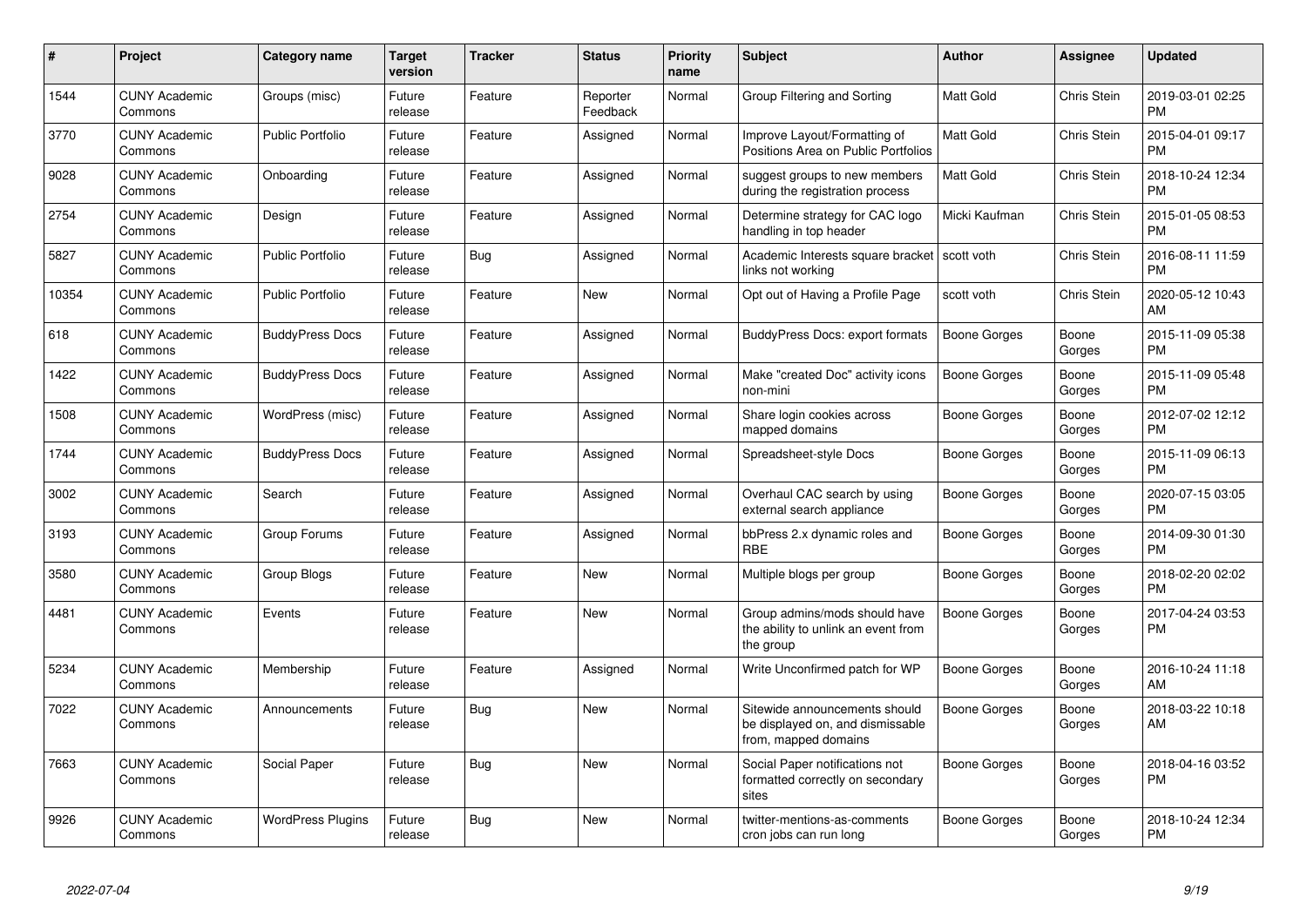| # | Project | Category name | Target version | Tracker | Status | Priority name | Subject | Author | Assignee | Updated |
|---|---|---|---|---|---|---|---|---|---|---|
| 1544 | CUNY Academic Commons | Groups (misc) | Future release | Feature | Reporter Feedback | Normal | Group Filtering and Sorting | Matt Gold | Chris Stein | 2019-03-01 02:25 PM |
| 3770 | CUNY Academic Commons | Public Portfolio | Future release | Feature | Assigned | Normal | Improve Layout/Formatting of Positions Area on Public Portfolios | Matt Gold | Chris Stein | 2015-04-01 09:17 PM |
| 9028 | CUNY Academic Commons | Onboarding | Future release | Feature | Assigned | Normal | suggest groups to new members during the registration process | Matt Gold | Chris Stein | 2018-10-24 12:34 PM |
| 2754 | CUNY Academic Commons | Design | Future release | Feature | Assigned | Normal | Determine strategy for CAC logo handling in top header | Micki Kaufman | Chris Stein | 2015-01-05 08:53 PM |
| 5827 | CUNY Academic Commons | Public Portfolio | Future release | Bug | Assigned | Normal | Academic Interests square bracket links not working | scott voth | Chris Stein | 2016-08-11 11:59 PM |
| 10354 | CUNY Academic Commons | Public Portfolio | Future release | Feature | New | Normal | Opt out of Having a Profile Page | scott voth | Chris Stein | 2020-05-12 10:43 AM |
| 618 | CUNY Academic Commons | BuddyPress Docs | Future release | Feature | Assigned | Normal | BuddyPress Docs: export formats | Boone Gorges | Boone Gorges | 2015-11-09 05:38 PM |
| 1422 | CUNY Academic Commons | BuddyPress Docs | Future release | Feature | Assigned | Normal | Make "created Doc" activity icons non-mini | Boone Gorges | Boone Gorges | 2015-11-09 05:48 PM |
| 1508 | CUNY Academic Commons | WordPress (misc) | Future release | Feature | Assigned | Normal | Share login cookies across mapped domains | Boone Gorges | Boone Gorges | 2012-07-02 12:12 PM |
| 1744 | CUNY Academic Commons | BuddyPress Docs | Future release | Feature | Assigned | Normal | Spreadsheet-style Docs | Boone Gorges | Boone Gorges | 2015-11-09 06:13 PM |
| 3002 | CUNY Academic Commons | Search | Future release | Feature | Assigned | Normal | Overhaul CAC search by using external search appliance | Boone Gorges | Boone Gorges | 2020-07-15 03:05 PM |
| 3193 | CUNY Academic Commons | Group Forums | Future release | Feature | Assigned | Normal | bbPress 2.x dynamic roles and RBE | Boone Gorges | Boone Gorges | 2014-09-30 01:30 PM |
| 3580 | CUNY Academic Commons | Group Blogs | Future release | Feature | New | Normal | Multiple blogs per group | Boone Gorges | Boone Gorges | 2018-02-20 02:02 PM |
| 4481 | CUNY Academic Commons | Events | Future release | Feature | New | Normal | Group admins/mods should have the ability to unlink an event from the group | Boone Gorges | Boone Gorges | 2017-04-24 03:53 PM |
| 5234 | CUNY Academic Commons | Membership | Future release | Feature | Assigned | Normal | Write Unconfirmed patch for WP | Boone Gorges | Boone Gorges | 2016-10-24 11:18 AM |
| 7022 | CUNY Academic Commons | Announcements | Future release | Bug | New | Normal | Sitewide announcements should be displayed on, and dismissable from, mapped domains | Boone Gorges | Boone Gorges | 2018-03-22 10:18 AM |
| 7663 | CUNY Academic Commons | Social Paper | Future release | Bug | New | Normal | Social Paper notifications not formatted correctly on secondary sites | Boone Gorges | Boone Gorges | 2018-04-16 03:52 PM |
| 9926 | CUNY Academic Commons | WordPress Plugins | Future release | Bug | New | Normal | twitter-mentions-as-comments cron jobs can run long | Boone Gorges | Boone Gorges | 2018-10-24 12:34 PM |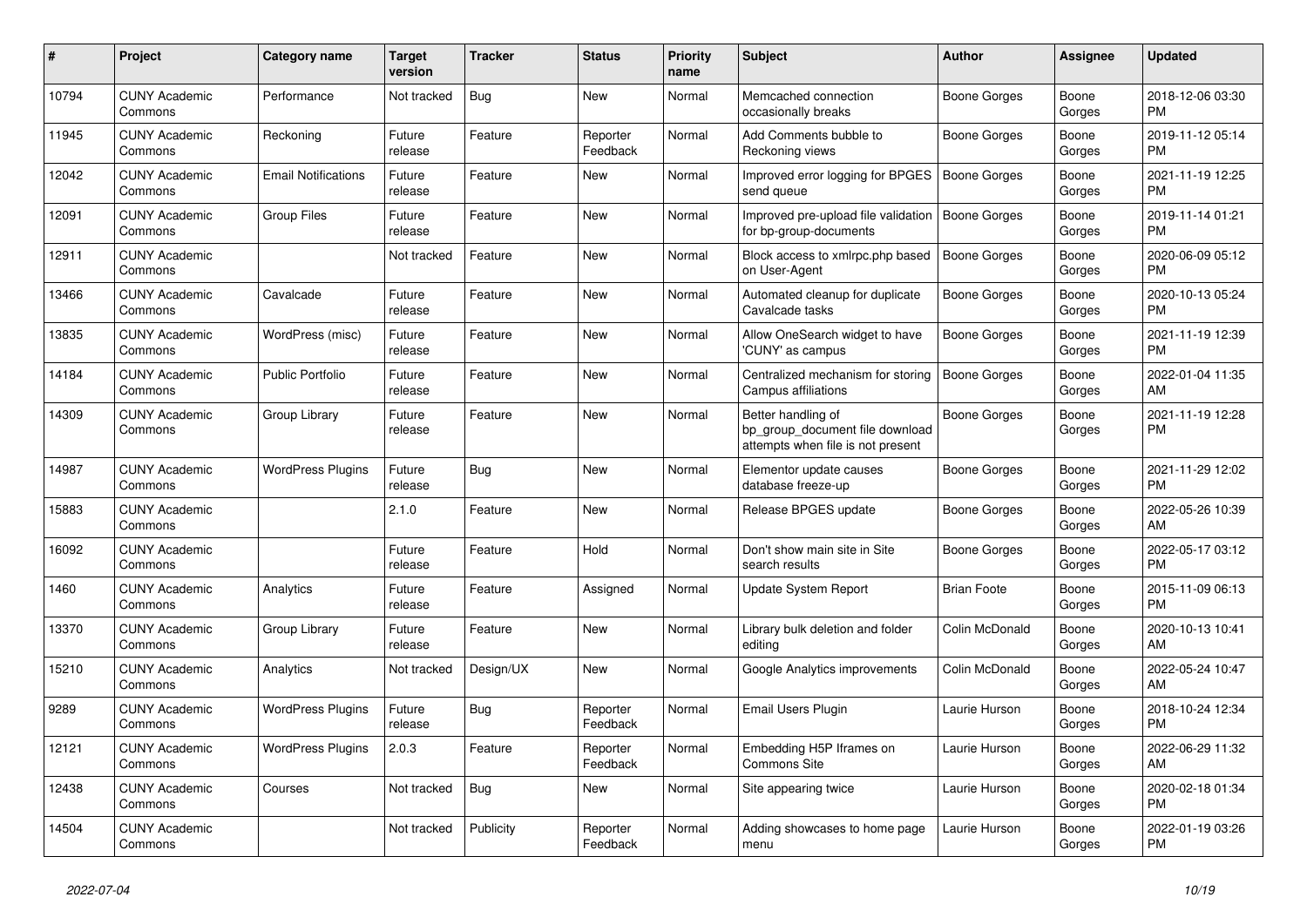| # | Project | Category name | Target version | Tracker | Status | Priority name | Subject | Author | Assignee | Updated |
|---|---|---|---|---|---|---|---|---|---|---|
| 10794 | CUNY Academic Commons | Performance | Not tracked | Bug | New | Normal | Memcached connection occasionally breaks | Boone Gorges | Boone Gorges | 2018-12-06 03:30 PM |
| 11945 | CUNY Academic Commons | Reckoning | Future release | Feature | Reporter Feedback | Normal | Add Comments bubble to Reckoning views | Boone Gorges | Boone Gorges | 2019-11-12 05:14 PM |
| 12042 | CUNY Academic Commons | Email Notifications | Future release | Feature | New | Normal | Improved error logging for BPGES send queue | Boone Gorges | Boone Gorges | 2021-11-19 12:25 PM |
| 12091 | CUNY Academic Commons | Group Files | Future release | Feature | New | Normal | Improved pre-upload file validation for bp-group-documents | Boone Gorges | Boone Gorges | 2019-11-14 01:21 PM |
| 12911 | CUNY Academic Commons | | Not tracked | Feature | New | Normal | Block access to xmlrpc.php based on User-Agent | Boone Gorges | Boone Gorges | 2020-06-09 05:12 PM |
| 13466 | CUNY Academic Commons | Cavalcade | Future release | Feature | New | Normal | Automated cleanup for duplicate Cavalcade tasks | Boone Gorges | Boone Gorges | 2020-10-13 05:24 PM |
| 13835 | CUNY Academic Commons | WordPress (misc) | Future release | Feature | New | Normal | Allow OneSearch widget to have 'CUNY' as campus | Boone Gorges | Boone Gorges | 2021-11-19 12:39 PM |
| 14184 | CUNY Academic Commons | Public Portfolio | Future release | Feature | New | Normal | Centralized mechanism for storing Campus affiliations | Boone Gorges | Boone Gorges | 2022-01-04 11:35 AM |
| 14309 | CUNY Academic Commons | Group Library | Future release | Feature | New | Normal | Better handling of bp_group_document file download attempts when file is not present | Boone Gorges | Boone Gorges | 2021-11-19 12:28 PM |
| 14987 | CUNY Academic Commons | WordPress Plugins | Future release | Bug | New | Normal | Elementor update causes database freeze-up | Boone Gorges | Boone Gorges | 2021-11-29 12:02 PM |
| 15883 | CUNY Academic Commons | | 2.1.0 | Feature | New | Normal | Release BPGES update | Boone Gorges | Boone Gorges | 2022-05-26 10:39 AM |
| 16092 | CUNY Academic Commons | | Future release | Feature | Hold | Normal | Don't show main site in Site search results | Boone Gorges | Boone Gorges | 2022-05-17 03:12 PM |
| 1460 | CUNY Academic Commons | Analytics | Future release | Feature | Assigned | Normal | Update System Report | Brian Foote | Boone Gorges | 2015-11-09 06:13 PM |
| 13370 | CUNY Academic Commons | Group Library | Future release | Feature | New | Normal | Library bulk deletion and folder editing | Colin McDonald | Boone Gorges | 2020-10-13 10:41 AM |
| 15210 | CUNY Academic Commons | Analytics | Not tracked | Design/UX | New | Normal | Google Analytics improvements | Colin McDonald | Boone Gorges | 2022-05-24 10:47 AM |
| 9289 | CUNY Academic Commons | WordPress Plugins | Future release | Bug | Reporter Feedback | Normal | Email Users Plugin | Laurie Hurson | Boone Gorges | 2018-10-24 12:34 PM |
| 12121 | CUNY Academic Commons | WordPress Plugins | 2.0.3 | Feature | Reporter Feedback | Normal | Embedding H5P Iframes on Commons Site | Laurie Hurson | Boone Gorges | 2022-06-29 11:32 AM |
| 12438 | CUNY Academic Commons | Courses | Not tracked | Bug | New | Normal | Site appearing twice | Laurie Hurson | Boone Gorges | 2020-02-18 01:34 PM |
| 14504 | CUNY Academic Commons | | Not tracked | Publicity | Reporter Feedback | Normal | Adding showcases to home page menu | Laurie Hurson | Boone Gorges | 2022-01-19 03:26 PM |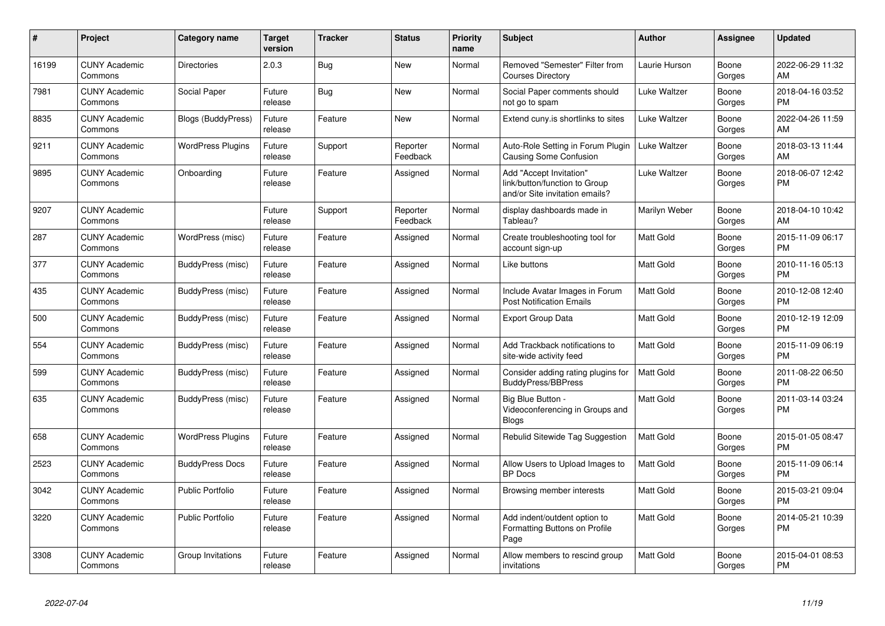| # | Project | Category name | Target version | Tracker | Status | Priority name | Subject | Author | Assignee | Updated |
|---|---|---|---|---|---|---|---|---|---|---|
| 16199 | CUNY Academic Commons | Directories | 2.0.3 | Bug | New | Normal | Removed "Semester" Filter from Courses Directory | Laurie Hurson | Boone Gorges | 2022-06-29 11:32 AM |
| 7981 | CUNY Academic Commons | Social Paper | Future release | Bug | New | Normal | Social Paper comments should not go to spam | Luke Waltzer | Boone Gorges | 2018-04-16 03:52 PM |
| 8835 | CUNY Academic Commons | Blogs (BuddyPress) | Future release | Feature | New | Normal | Extend cuny.is shortlinks to sites | Luke Waltzer | Boone Gorges | 2022-04-26 11:59 AM |
| 9211 | CUNY Academic Commons | WordPress Plugins | Future release | Support | Reporter Feedback | Normal | Auto-Role Setting in Forum Plugin Causing Some Confusion | Luke Waltzer | Boone Gorges | 2018-03-13 11:44 AM |
| 9895 | CUNY Academic Commons | Onboarding | Future release | Feature | Assigned | Normal | Add "Accept Invitation" link/button/function to Group and/or Site invitation emails? | Luke Waltzer | Boone Gorges | 2018-06-07 12:42 PM |
| 9207 | CUNY Academic Commons | | Future release | Support | Reporter Feedback | Normal | display dashboards made in Tableau? | Marilyn Weber | Boone Gorges | 2018-04-10 10:42 AM |
| 287 | CUNY Academic Commons | WordPress (misc) | Future release | Feature | Assigned | Normal | Create troubleshooting tool for account sign-up | Matt Gold | Boone Gorges | 2015-11-09 06:17 PM |
| 377 | CUNY Academic Commons | BuddyPress (misc) | Future release | Feature | Assigned | Normal | Like buttons | Matt Gold | Boone Gorges | 2010-11-16 05:13 PM |
| 435 | CUNY Academic Commons | BuddyPress (misc) | Future release | Feature | Assigned | Normal | Include Avatar Images in Forum Post Notification Emails | Matt Gold | Boone Gorges | 2010-12-08 12:40 PM |
| 500 | CUNY Academic Commons | BuddyPress (misc) | Future release | Feature | Assigned | Normal | Export Group Data | Matt Gold | Boone Gorges | 2010-12-19 12:09 PM |
| 554 | CUNY Academic Commons | BuddyPress (misc) | Future release | Feature | Assigned | Normal | Add Trackback notifications to site-wide activity feed | Matt Gold | Boone Gorges | 2015-11-09 06:19 PM |
| 599 | CUNY Academic Commons | BuddyPress (misc) | Future release | Feature | Assigned | Normal | Consider adding rating plugins for BuddyPress/BBPress | Matt Gold | Boone Gorges | 2011-08-22 06:50 PM |
| 635 | CUNY Academic Commons | BuddyPress (misc) | Future release | Feature | Assigned | Normal | Big Blue Button - Videoconferencing in Groups and Blogs | Matt Gold | Boone Gorges | 2011-03-14 03:24 PM |
| 658 | CUNY Academic Commons | WordPress Plugins | Future release | Feature | Assigned | Normal | Rebulid Sitewide Tag Suggestion | Matt Gold | Boone Gorges | 2015-01-05 08:47 PM |
| 2523 | CUNY Academic Commons | BuddyPress Docs | Future release | Feature | Assigned | Normal | Allow Users to Upload Images to BP Docs | Matt Gold | Boone Gorges | 2015-11-09 06:14 PM |
| 3042 | CUNY Academic Commons | Public Portfolio | Future release | Feature | Assigned | Normal | Browsing member interests | Matt Gold | Boone Gorges | 2015-03-21 09:04 PM |
| 3220 | CUNY Academic Commons | Public Portfolio | Future release | Feature | Assigned | Normal | Add indent/outdent option to Formatting Buttons on Profile Page | Matt Gold | Boone Gorges | 2014-05-21 10:39 PM |
| 3308 | CUNY Academic Commons | Group Invitations | Future release | Feature | Assigned | Normal | Allow members to rescind group invitations | Matt Gold | Boone Gorges | 2015-04-01 08:53 PM |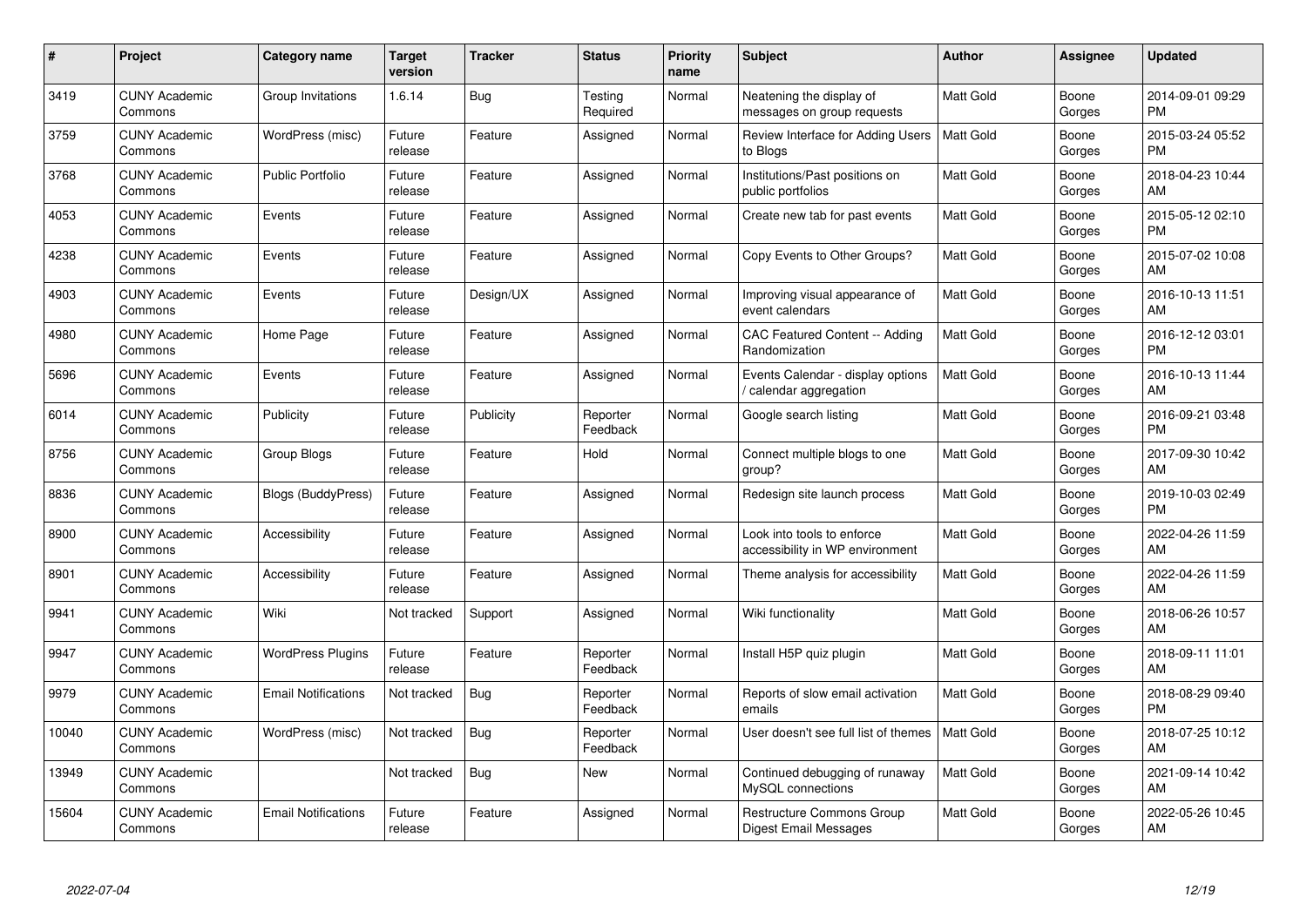| # | Project | Category name | Target version | Tracker | Status | Priority name | Subject | Author | Assignee | Updated |
|---|---|---|---|---|---|---|---|---|---|---|
| 3419 | CUNY Academic Commons | Group Invitations | 1.6.14 | Bug | Testing Required | Normal | Neatening the display of messages on group requests | Matt Gold | Boone Gorges | 2014-09-01 09:29 PM |
| 3759 | CUNY Academic Commons | WordPress (misc) | Future release | Feature | Assigned | Normal | Review Interface for Adding Users to Blogs | Matt Gold | Boone Gorges | 2015-03-24 05:52 PM |
| 3768 | CUNY Academic Commons | Public Portfolio | Future release | Feature | Assigned | Normal | Institutions/Past positions on public portfolios | Matt Gold | Boone Gorges | 2018-04-23 10:44 AM |
| 4053 | CUNY Academic Commons | Events | Future release | Feature | Assigned | Normal | Create new tab for past events | Matt Gold | Boone Gorges | 2015-05-12 02:10 PM |
| 4238 | CUNY Academic Commons | Events | Future release | Feature | Assigned | Normal | Copy Events to Other Groups? | Matt Gold | Boone Gorges | 2015-07-02 10:08 AM |
| 4903 | CUNY Academic Commons | Events | Future release | Design/UX | Assigned | Normal | Improving visual appearance of event calendars | Matt Gold | Boone Gorges | 2016-10-13 11:51 AM |
| 4980 | CUNY Academic Commons | Home Page | Future release | Feature | Assigned | Normal | CAC Featured Content -- Adding Randomization | Matt Gold | Boone Gorges | 2016-12-12 03:01 PM |
| 5696 | CUNY Academic Commons | Events | Future release | Feature | Assigned | Normal | Events Calendar - display options / calendar aggregation | Matt Gold | Boone Gorges | 2016-10-13 11:44 AM |
| 6014 | CUNY Academic Commons | Publicity | Future release | Publicity | Reporter Feedback | Normal | Google search listing | Matt Gold | Boone Gorges | 2016-09-21 03:48 PM |
| 8756 | CUNY Academic Commons | Group Blogs | Future release | Feature | Hold | Normal | Connect multiple blogs to one group? | Matt Gold | Boone Gorges | 2017-09-30 10:42 AM |
| 8836 | CUNY Academic Commons | Blogs (BuddyPress) | Future release | Feature | Assigned | Normal | Redesign site launch process | Matt Gold | Boone Gorges | 2019-10-03 02:49 PM |
| 8900 | CUNY Academic Commons | Accessibility | Future release | Feature | Assigned | Normal | Look into tools to enforce accessibility in WP environment | Matt Gold | Boone Gorges | 2022-04-26 11:59 AM |
| 8901 | CUNY Academic Commons | Accessibility | Future release | Feature | Assigned | Normal | Theme analysis for accessibility | Matt Gold | Boone Gorges | 2022-04-26 11:59 AM |
| 9941 | CUNY Academic Commons | Wiki | Not tracked | Support | Assigned | Normal | Wiki functionality | Matt Gold | Boone Gorges | 2018-06-26 10:57 AM |
| 9947 | CUNY Academic Commons | WordPress Plugins | Future release | Feature | Reporter Feedback | Normal | Install H5P quiz plugin | Matt Gold | Boone Gorges | 2018-09-11 11:01 AM |
| 9979 | CUNY Academic Commons | Email Notifications | Not tracked | Bug | Reporter Feedback | Normal | Reports of slow email activation emails | Matt Gold | Boone Gorges | 2018-08-29 09:40 PM |
| 10040 | CUNY Academic Commons | WordPress (misc) | Not tracked | Bug | Reporter Feedback | Normal | User doesn't see full list of themes | Matt Gold | Boone Gorges | 2018-07-25 10:12 AM |
| 13949 | CUNY Academic Commons | | Not tracked | Bug | New | Normal | Continued debugging of runaway MySQL connections | Matt Gold | Boone Gorges | 2021-09-14 10:42 AM |
| 15604 | CUNY Academic Commons | Email Notifications | Future release | Feature | Assigned | Normal | Restructure Commons Group Digest Email Messages | Matt Gold | Boone Gorges | 2022-05-26 10:45 AM |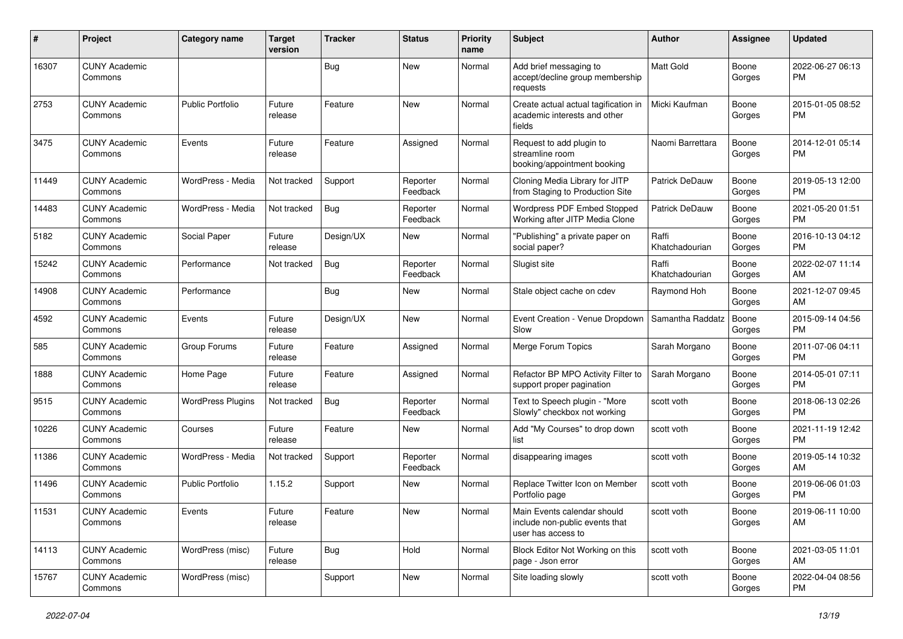| # | Project | Category name | Target version | Tracker | Status | Priority name | Subject | Author | Assignee | Updated |
|---|---|---|---|---|---|---|---|---|---|---|
| 16307 | CUNY Academic Commons | | | Bug | New | Normal | Add brief messaging to accept/decline group membership requests | Matt Gold | Boone Gorges | 2022-06-27 06:13 PM |
| 2753 | CUNY Academic Commons | Public Portfolio | Future release | Feature | New | Normal | Create actual actual tagification in academic interests and other fields | Micki Kaufman | Boone Gorges | 2015-01-05 08:52 PM |
| 3475 | CUNY Academic Commons | Events | Future release | Feature | Assigned | Normal | Request to add plugin to streamline room booking/appointment booking | Naomi Barrettara | Boone Gorges | 2014-12-01 05:14 PM |
| 11449 | CUNY Academic Commons | WordPress - Media | Not tracked | Support | Reporter Feedback | Normal | Cloning Media Library for JITP from Staging to Production Site | Patrick DeDauw | Boone Gorges | 2019-05-13 12:00 PM |
| 14483 | CUNY Academic Commons | WordPress - Media | Not tracked | Bug | Reporter Feedback | Normal | Wordpress PDF Embed Stopped Working after JITP Media Clone | Patrick DeDauw | Boone Gorges | 2021-05-20 01:51 PM |
| 5182 | CUNY Academic Commons | Social Paper | Future release | Design/UX | New | Normal | "Publishing" a private paper on social paper? | Raffi Khatchadourian | Boone Gorges | 2016-10-13 04:12 PM |
| 15242 | CUNY Academic Commons | Performance | Not tracked | Bug | Reporter Feedback | Normal | Slugist site | Raffi Khatchadourian | Boone Gorges | 2022-02-07 11:14 AM |
| 14908 | CUNY Academic Commons | Performance | | Bug | New | Normal | Stale object cache on cdev | Raymond Hoh | Boone Gorges | 2021-12-07 09:45 AM |
| 4592 | CUNY Academic Commons | Events | Future release | Design/UX | New | Normal | Event Creation - Venue Dropdown Slow | Samantha Raddatz | Boone Gorges | 2015-09-14 04:56 PM |
| 585 | CUNY Academic Commons | Group Forums | Future release | Feature | Assigned | Normal | Merge Forum Topics | Sarah Morgano | Boone Gorges | 2011-07-06 04:11 PM |
| 1888 | CUNY Academic Commons | Home Page | Future release | Feature | Assigned | Normal | Refactor BP MPO Activity Filter to support proper pagination | Sarah Morgano | Boone Gorges | 2014-05-01 07:11 PM |
| 9515 | CUNY Academic Commons | WordPress Plugins | Not tracked | Bug | Reporter Feedback | Normal | Text to Speech plugin - "More Slowly" checkbox not working | scott voth | Boone Gorges | 2018-06-13 02:26 PM |
| 10226 | CUNY Academic Commons | Courses | Future release | Feature | New | Normal | Add "My Courses" to drop down list | scott voth | Boone Gorges | 2021-11-19 12:42 PM |
| 11386 | CUNY Academic Commons | WordPress - Media | Not tracked | Support | Reporter Feedback | Normal | disappearing images | scott voth | Boone Gorges | 2019-05-14 10:32 AM |
| 11496 | CUNY Academic Commons | Public Portfolio | 1.15.2 | Support | New | Normal | Replace Twitter Icon on Member Portfolio page | scott voth | Boone Gorges | 2019-06-06 01:03 PM |
| 11531 | CUNY Academic Commons | Events | Future release | Feature | New | Normal | Main Events calendar should include non-public events that user has access to | scott voth | Boone Gorges | 2019-06-11 10:00 AM |
| 14113 | CUNY Academic Commons | WordPress (misc) | Future release | Bug | Hold | Normal | Block Editor Not Working on this page - Json error | scott voth | Boone Gorges | 2021-03-05 11:01 AM |
| 15767 | CUNY Academic Commons | WordPress (misc) | | Support | New | Normal | Site loading slowly | scott voth | Boone Gorges | 2022-04-04 08:56 PM |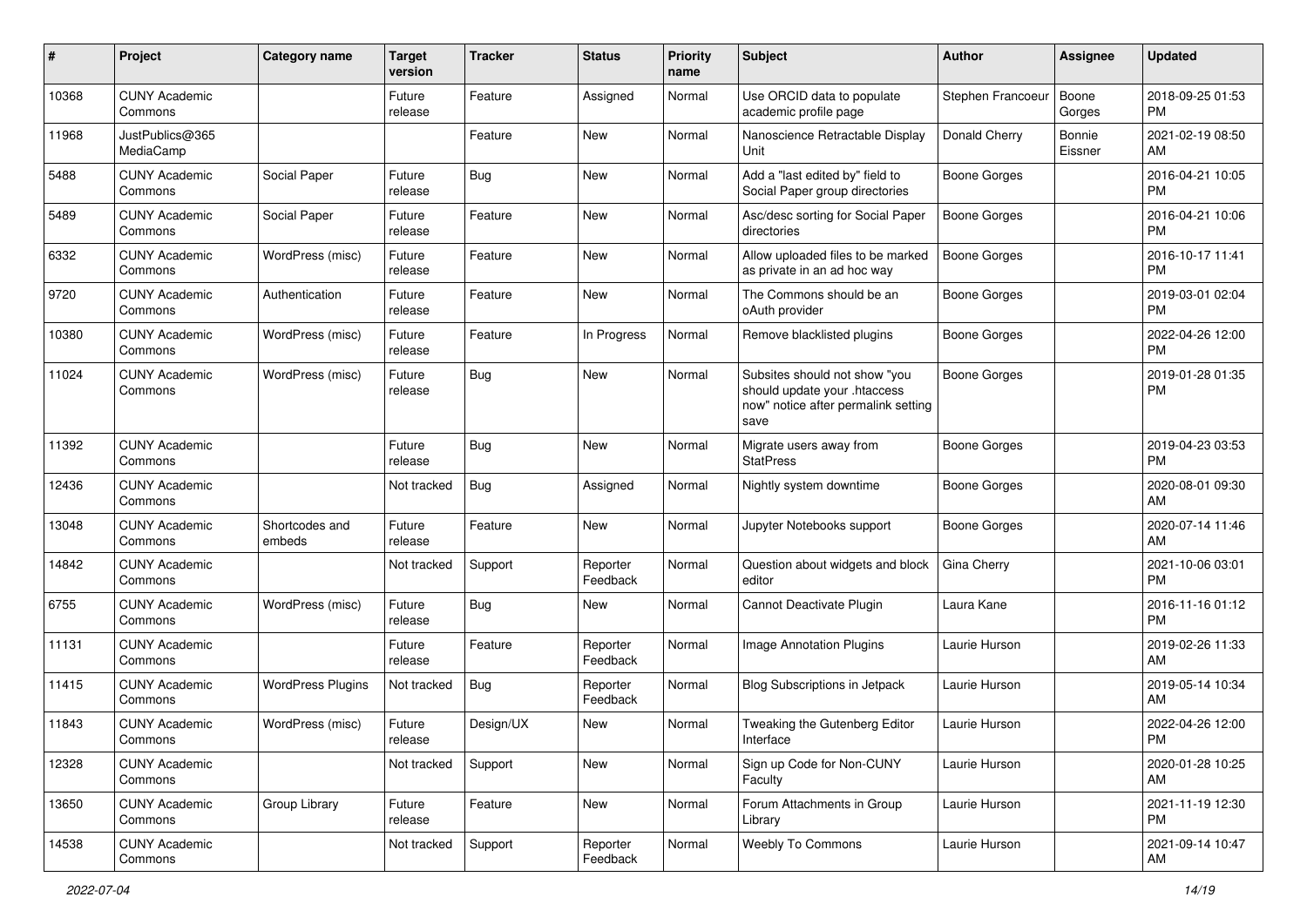| # | Project | Category name | Target version | Tracker | Status | Priority name | Subject | Author | Assignee | Updated |
|---|---|---|---|---|---|---|---|---|---|---|
| 10368 | CUNY Academic Commons | | Future release | Feature | Assigned | Normal | Use ORCID data to populate academic profile page | Stephen Francoeur | Boone Gorges | 2018-09-25 01:53 PM |
| 11968 | JustPublics@365 MediaCamp | | | Feature | New | Normal | Nanoscience Retractable Display Unit | Donald Cherry | Bonnie Eissner | 2021-02-19 08:50 AM |
| 5488 | CUNY Academic Commons | Social Paper | Future release | Bug | New | Normal | Add a "last edited by" field to Social Paper group directories | Boone Gorges | | 2016-04-21 10:05 PM |
| 5489 | CUNY Academic Commons | Social Paper | Future release | Feature | New | Normal | Asc/desc sorting for Social Paper directories | Boone Gorges | | 2016-04-21 10:06 PM |
| 6332 | CUNY Academic Commons | WordPress (misc) | Future release | Feature | New | Normal | Allow uploaded files to be marked as private in an ad hoc way | Boone Gorges | | 2016-10-17 11:41 PM |
| 9720 | CUNY Academic Commons | Authentication | Future release | Feature | New | Normal | The Commons should be an oAuth provider | Boone Gorges | | 2019-03-01 02:04 PM |
| 10380 | CUNY Academic Commons | WordPress (misc) | Future release | Feature | In Progress | Normal | Remove blacklisted plugins | Boone Gorges | | 2022-04-26 12:00 PM |
| 11024 | CUNY Academic Commons | WordPress (misc) | Future release | Bug | New | Normal | Subsites should not show "you should update your .htaccess now" notice after permalink setting save | Boone Gorges | | 2019-01-28 01:35 PM |
| 11392 | CUNY Academic Commons | | Future release | Bug | New | Normal | Migrate users away from StatPress | Boone Gorges | | 2019-04-23 03:53 PM |
| 12436 | CUNY Academic Commons | | Not tracked | Bug | Assigned | Normal | Nightly system downtime | Boone Gorges | | 2020-08-01 09:30 AM |
| 13048 | CUNY Academic Commons | Shortcodes and embeds | Future release | Feature | New | Normal | Jupyter Notebooks support | Boone Gorges | | 2020-07-14 11:46 AM |
| 14842 | CUNY Academic Commons | | Not tracked | Support | Reporter Feedback | Normal | Question about widgets and block editor | Gina Cherry | | 2021-10-06 03:01 PM |
| 6755 | CUNY Academic Commons | WordPress (misc) | Future release | Bug | New | Normal | Cannot Deactivate Plugin | Laura Kane | | 2016-11-16 01:12 PM |
| 11131 | CUNY Academic Commons | | Future release | Feature | Reporter Feedback | Normal | Image Annotation Plugins | Laurie Hurson | | 2019-02-26 11:33 AM |
| 11415 | CUNY Academic Commons | WordPress Plugins | Not tracked | Bug | Reporter Feedback | Normal | Blog Subscriptions in Jetpack | Laurie Hurson | | 2019-05-14 10:34 AM |
| 11843 | CUNY Academic Commons | WordPress (misc) | Future release | Design/UX | New | Normal | Tweaking the Gutenberg Editor Interface | Laurie Hurson | | 2022-04-26 12:00 PM |
| 12328 | CUNY Academic Commons | | Not tracked | Support | New | Normal | Sign up Code for Non-CUNY Faculty | Laurie Hurson | | 2020-01-28 10:25 AM |
| 13650 | CUNY Academic Commons | Group Library | Future release | Feature | New | Normal | Forum Attachments in Group Library | Laurie Hurson | | 2021-11-19 12:30 PM |
| 14538 | CUNY Academic Commons | | Not tracked | Support | Reporter Feedback | Normal | Weebly To Commons | Laurie Hurson | | 2021-09-14 10:47 AM |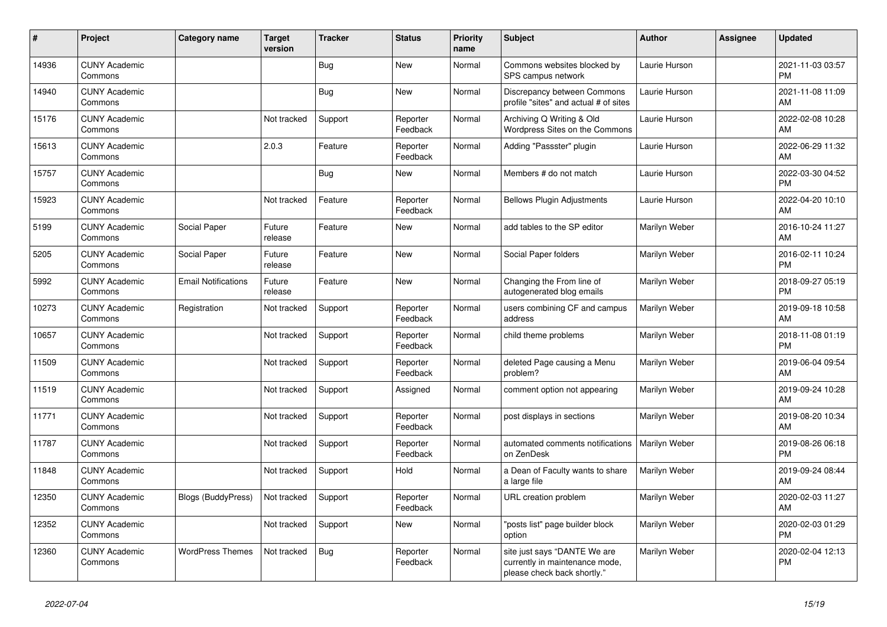| # | Project | Category name | Target version | Tracker | Status | Priority name | Subject | Author | Assignee | Updated |
| --- | --- | --- | --- | --- | --- | --- | --- | --- | --- | --- |
| 14936 | CUNY Academic Commons | | | Bug | New | Normal | Commons websites blocked by SPS campus network | Laurie Hurson | | 2021-11-03 03:57 PM |
| 14940 | CUNY Academic Commons | | | Bug | New | Normal | Discrepancy between Commons profile "sites" and actual # of sites | Laurie Hurson | | 2021-11-08 11:09 AM |
| 15176 | CUNY Academic Commons | | Not tracked | Support | Reporter Feedback | Normal | Archiving Q Writing & Old Wordpress Sites on the Commons | Laurie Hurson | | 2022-02-08 10:28 AM |
| 15613 | CUNY Academic Commons | | 2.0.3 | Feature | Reporter Feedback | Normal | Adding "Passster" plugin | Laurie Hurson | | 2022-06-29 11:32 AM |
| 15757 | CUNY Academic Commons | | | Bug | New | Normal | Members # do not match | Laurie Hurson | | 2022-03-30 04:52 PM |
| 15923 | CUNY Academic Commons | | Not tracked | Feature | Reporter Feedback | Normal | Bellows Plugin Adjustments | Laurie Hurson | | 2022-04-20 10:10 AM |
| 5199 | CUNY Academic Commons | Social Paper | Future release | Feature | New | Normal | add tables to the SP editor | Marilyn Weber | | 2016-10-24 11:27 AM |
| 5205 | CUNY Academic Commons | Social Paper | Future release | Feature | New | Normal | Social Paper folders | Marilyn Weber | | 2016-02-11 10:24 PM |
| 5992 | CUNY Academic Commons | Email Notifications | Future release | Feature | New | Normal | Changing the From line of autogenerated blog emails | Marilyn Weber | | 2018-09-27 05:19 PM |
| 10273 | CUNY Academic Commons | Registration | Not tracked | Support | Reporter Feedback | Normal | users combining CF and campus address | Marilyn Weber | | 2019-09-18 10:58 AM |
| 10657 | CUNY Academic Commons | | Not tracked | Support | Reporter Feedback | Normal | child theme problems | Marilyn Weber | | 2018-11-08 01:19 PM |
| 11509 | CUNY Academic Commons | | Not tracked | Support | Reporter Feedback | Normal | deleted Page causing a Menu problem? | Marilyn Weber | | 2019-06-04 09:54 AM |
| 11519 | CUNY Academic Commons | | Not tracked | Support | Assigned | Normal | comment option not appearing | Marilyn Weber | | 2019-09-24 10:28 AM |
| 11771 | CUNY Academic Commons | | Not tracked | Support | Reporter Feedback | Normal | post displays in sections | Marilyn Weber | | 2019-08-20 10:34 AM |
| 11787 | CUNY Academic Commons | | Not tracked | Support | Reporter Feedback | Normal | automated comments notifications on ZenDesk | Marilyn Weber | | 2019-08-26 06:18 PM |
| 11848 | CUNY Academic Commons | | Not tracked | Support | Hold | Normal | a Dean of Faculty wants to share a large file | Marilyn Weber | | 2019-09-24 08:44 AM |
| 12350 | CUNY Academic Commons | Blogs (BuddyPress) | Not tracked | Support | Reporter Feedback | Normal | URL creation problem | Marilyn Weber | | 2020-02-03 11:27 AM |
| 12352 | CUNY Academic Commons | | Not tracked | Support | New | Normal | "posts list" page builder block option | Marilyn Weber | | 2020-02-03 01:29 PM |
| 12360 | CUNY Academic Commons | WordPress Themes | Not tracked | Bug | Reporter Feedback | Normal | site just says "DANTE We are currently in maintenance mode, please check back shortly." | Marilyn Weber | | 2020-02-04 12:13 PM |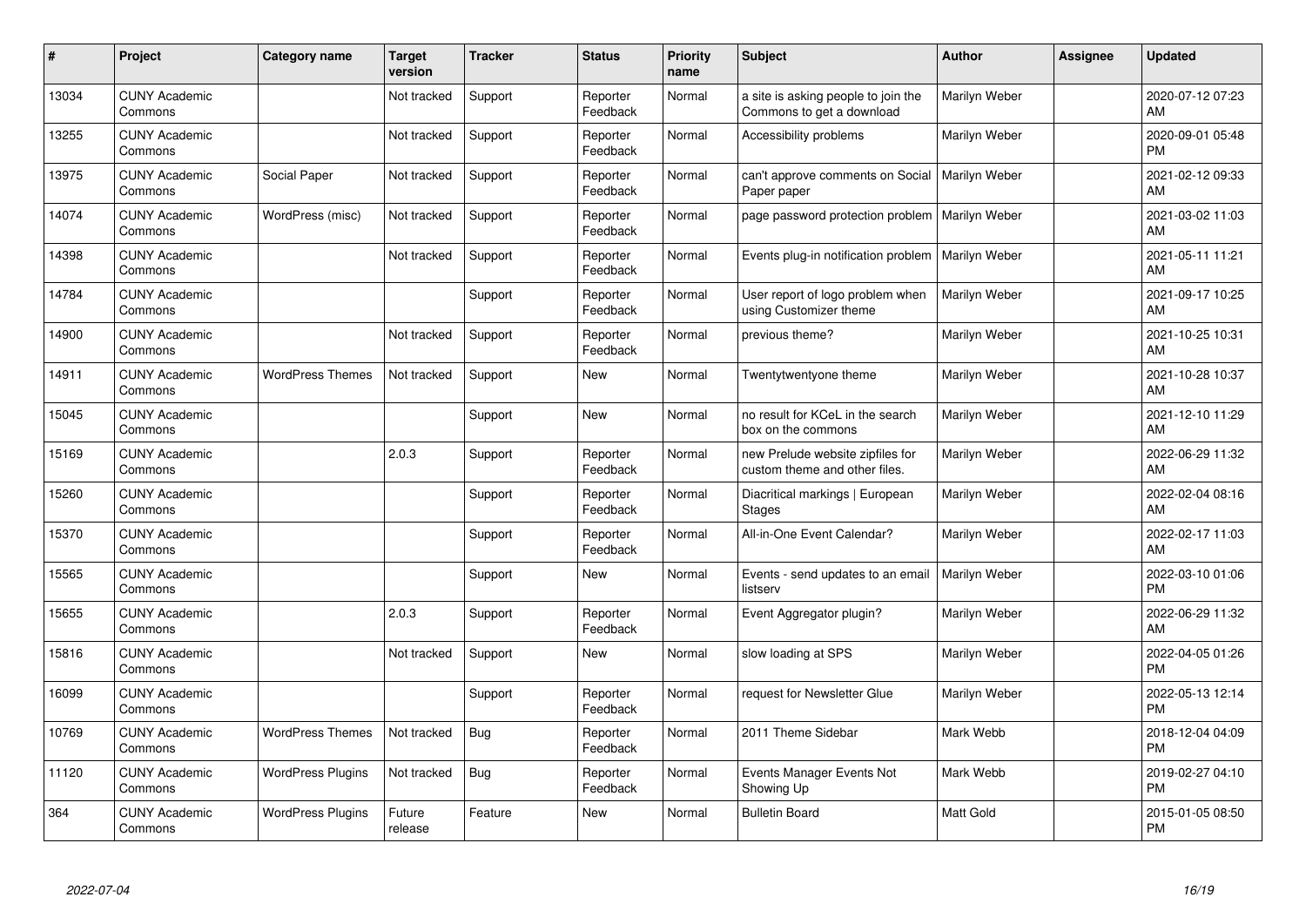| # | Project | Category name | Target version | Tracker | Status | Priority name | Subject | Author | Assignee | Updated |
|---|---|---|---|---|---|---|---|---|---|---|
| 13034 | CUNY Academic Commons | | Not tracked | Support | Reporter Feedback | Normal | a site is asking people to join the Commons to get a download | Marilyn Weber | | 2020-07-12 07:23 AM |
| 13255 | CUNY Academic Commons | | Not tracked | Support | Reporter Feedback | Normal | Accessibility problems | Marilyn Weber | | 2020-09-01 05:48 PM |
| 13975 | CUNY Academic Commons | Social Paper | Not tracked | Support | Reporter Feedback | Normal | can't approve comments on Social Paper paper | Marilyn Weber | | 2021-02-12 09:33 AM |
| 14074 | CUNY Academic Commons | WordPress (misc) | Not tracked | Support | Reporter Feedback | Normal | page password protection problem | Marilyn Weber | | 2021-03-02 11:03 AM |
| 14398 | CUNY Academic Commons | | Not tracked | Support | Reporter Feedback | Normal | Events plug-in notification problem | Marilyn Weber | | 2021-05-11 11:21 AM |
| 14784 | CUNY Academic Commons | | | Support | Reporter Feedback | Normal | User report of logo problem when using Customizer theme | Marilyn Weber | | 2021-09-17 10:25 AM |
| 14900 | CUNY Academic Commons | | Not tracked | Support | Reporter Feedback | Normal | previous theme? | Marilyn Weber | | 2021-10-25 10:31 AM |
| 14911 | CUNY Academic Commons | WordPress Themes | Not tracked | Support | New | Normal | Twentytwentyone theme | Marilyn Weber | | 2021-10-28 10:37 AM |
| 15045 | CUNY Academic Commons | | | Support | New | Normal | no result for KCeL in the search box on the commons | Marilyn Weber | | 2021-12-10 11:29 AM |
| 15169 | CUNY Academic Commons | | 2.0.3 | Support | Reporter Feedback | Normal | new Prelude website zipfiles for custom theme and other files. | Marilyn Weber | | 2022-06-29 11:32 AM |
| 15260 | CUNY Academic Commons | | | Support | Reporter Feedback | Normal | Diacritical markings \| European Stages | Marilyn Weber | | 2022-02-04 08:16 AM |
| 15370 | CUNY Academic Commons | | | Support | Reporter Feedback | Normal | All-in-One Event Calendar? | Marilyn Weber | | 2022-02-17 11:03 AM |
| 15565 | CUNY Academic Commons | | | Support | New | Normal | Events - send updates to an email listserv | Marilyn Weber | | 2022-03-10 01:06 PM |
| 15655 | CUNY Academic Commons | | 2.0.3 | Support | Reporter Feedback | Normal | Event Aggregator plugin? | Marilyn Weber | | 2022-06-29 11:32 AM |
| 15816 | CUNY Academic Commons | | Not tracked | Support | New | Normal | slow loading at SPS | Marilyn Weber | | 2022-04-05 01:26 PM |
| 16099 | CUNY Academic Commons | | | Support | Reporter Feedback | Normal | request for Newsletter Glue | Marilyn Weber | | 2022-05-13 12:14 PM |
| 10769 | CUNY Academic Commons | WordPress Themes | Not tracked | Bug | Reporter Feedback | Normal | 2011 Theme Sidebar | Mark Webb | | 2018-12-04 04:09 PM |
| 11120 | CUNY Academic Commons | WordPress Plugins | Not tracked | Bug | Reporter Feedback | Normal | Events Manager Events Not Showing Up | Mark Webb | | 2019-02-27 04:10 PM |
| 364 | CUNY Academic Commons | WordPress Plugins | Future release | Feature | New | Normal | Bulletin Board | Matt Gold | | 2015-01-05 08:50 PM |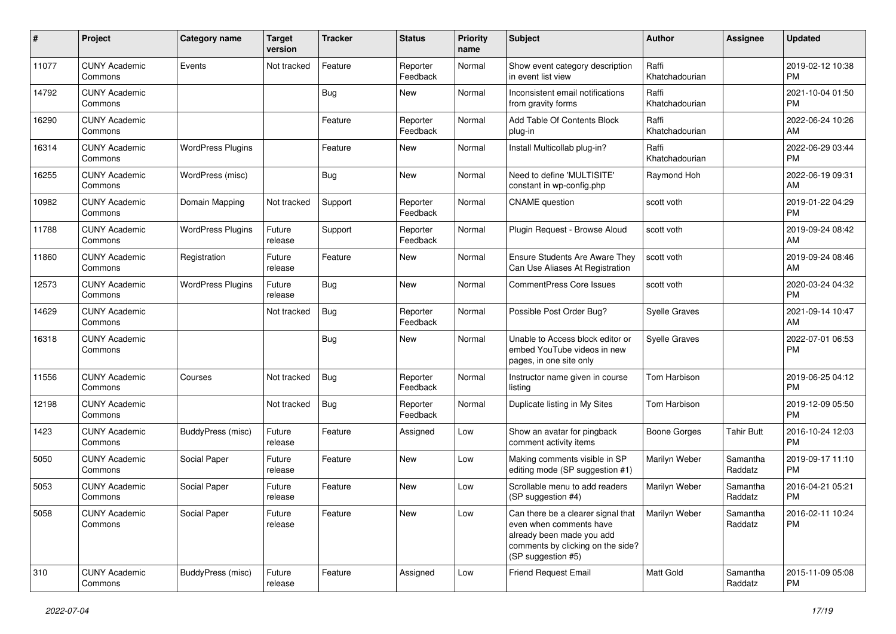| # | Project | Category name | Target version | Tracker | Status | Priority name | Subject | Author | Assignee | Updated |
|---|---|---|---|---|---|---|---|---|---|---|
| 11077 | CUNY Academic Commons | Events | Not tracked | Feature | Reporter Feedback | Normal | Show event category description in event list view | Raffi Khatchadourian | | 2019-02-12 10:38 PM |
| 14792 | CUNY Academic Commons | | | Bug | New | Normal | Inconsistent email notifications from gravity forms | Raffi Khatchadourian | | 2021-10-04 01:50 PM |
| 16290 | CUNY Academic Commons | | | Feature | Reporter Feedback | Normal | Add Table Of Contents Block plug-in | Raffi Khatchadourian | | 2022-06-24 10:26 AM |
| 16314 | CUNY Academic Commons | WordPress Plugins | | Feature | New | Normal | Install Multicollab plug-in? | Raffi Khatchadourian | | 2022-06-29 03:44 PM |
| 16255 | CUNY Academic Commons | WordPress (misc) | | Bug | New | Normal | Need to define 'MULTISITE' constant in wp-config.php | Raymond Hoh | | 2022-06-19 09:31 AM |
| 10982 | CUNY Academic Commons | Domain Mapping | Not tracked | Support | Reporter Feedback | Normal | CNAME question | scott voth | | 2019-01-22 04:29 PM |
| 11788 | CUNY Academic Commons | WordPress Plugins | Future release | Support | Reporter Feedback | Normal | Plugin Request - Browse Aloud | scott voth | | 2019-09-24 08:42 AM |
| 11860 | CUNY Academic Commons | Registration | Future release | Feature | New | Normal | Ensure Students Are Aware They Can Use Aliases At Registration | scott voth | | 2019-09-24 08:46 AM |
| 12573 | CUNY Academic Commons | WordPress Plugins | Future release | Bug | New | Normal | CommentPress Core Issues | scott voth | | 2020-03-24 04:32 PM |
| 14629 | CUNY Academic Commons | | Not tracked | Bug | Reporter Feedback | Normal | Possible Post Order Bug? | Syelle Graves | | 2021-09-14 10:47 AM |
| 16318 | CUNY Academic Commons | | | Bug | New | Normal | Unable to Access block editor or embed YouTube videos in new pages, in one site only | Syelle Graves | | 2022-07-01 06:53 PM |
| 11556 | CUNY Academic Commons | Courses | Not tracked | Bug | Reporter Feedback | Normal | Instructor name given in course listing | Tom Harbison | | 2019-06-25 04:12 PM |
| 12198 | CUNY Academic Commons | | Not tracked | Bug | Reporter Feedback | Normal | Duplicate listing in My Sites | Tom Harbison | | 2019-12-09 05:50 PM |
| 1423 | CUNY Academic Commons | BuddyPress (misc) | Future release | Feature | Assigned | Low | Show an avatar for pingback comment activity items | Boone Gorges | Tahir Butt | 2016-10-24 12:03 PM |
| 5050 | CUNY Academic Commons | Social Paper | Future release | Feature | New | Low | Making comments visible in SP editing mode (SP suggestion #1) | Marilyn Weber | Samantha Raddatz | 2019-09-17 11:10 PM |
| 5053 | CUNY Academic Commons | Social Paper | Future release | Feature | New | Low | Scrollable menu to add readers (SP suggestion #4) | Marilyn Weber | Samantha Raddatz | 2016-04-21 05:21 PM |
| 5058 | CUNY Academic Commons | Social Paper | Future release | Feature | New | Low | Can there be a clearer signal that even when comments have already been made you add comments by clicking on the side? (SP suggestion #5) | Marilyn Weber | Samantha Raddatz | 2016-02-11 10:24 PM |
| 310 | CUNY Academic Commons | BuddyPress (misc) | Future release | Feature | Assigned | Low | Friend Request Email | Matt Gold | Samantha Raddatz | 2015-11-09 05:08 PM |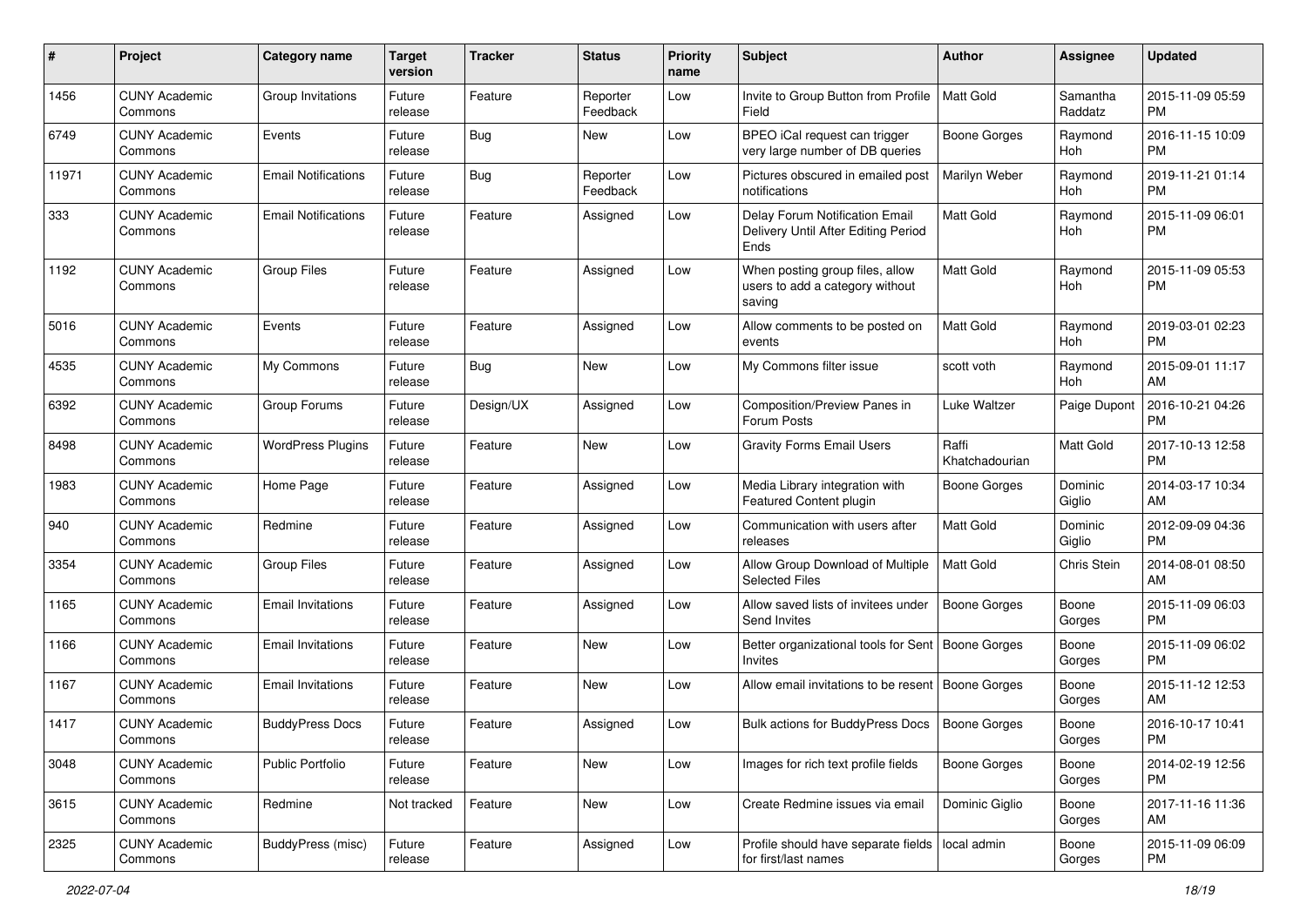| # | Project | Category name | Target version | Tracker | Status | Priority name | Subject | Author | Assignee | Updated |
|---|---|---|---|---|---|---|---|---|---|---|
| 1456 | CUNY Academic Commons | Group Invitations | Future release | Feature | Reporter Feedback | Low | Invite to Group Button from Profile Field | Matt Gold | Samantha Raddatz | 2015-11-09 05:59 PM |
| 6749 | CUNY Academic Commons | Events | Future release | Bug | New | Low | BPEO iCal request can trigger very large number of DB queries | Boone Gorges | Raymond Hoh | 2016-11-15 10:09 PM |
| 11971 | CUNY Academic Commons | Email Notifications | Future release | Bug | Reporter Feedback | Low | Pictures obscured in emailed post notifications | Marilyn Weber | Raymond Hoh | 2019-11-21 01:14 PM |
| 333 | CUNY Academic Commons | Email Notifications | Future release | Feature | Assigned | Low | Delay Forum Notification Email Delivery Until After Editing Period Ends | Matt Gold | Raymond Hoh | 2015-11-09 06:01 PM |
| 1192 | CUNY Academic Commons | Group Files | Future release | Feature | Assigned | Low | When posting group files, allow users to add a category without saving | Matt Gold | Raymond Hoh | 2015-11-09 05:53 PM |
| 5016 | CUNY Academic Commons | Events | Future release | Feature | Assigned | Low | Allow comments to be posted on events | Matt Gold | Raymond Hoh | 2019-03-01 02:23 PM |
| 4535 | CUNY Academic Commons | My Commons | Future release | Bug | New | Low | My Commons filter issue | scott voth | Raymond Hoh | 2015-09-01 11:17 AM |
| 6392 | CUNY Academic Commons | Group Forums | Future release | Design/UX | Assigned | Low | Composition/Preview Panes in Forum Posts | Luke Waltzer | Paige Dupont | 2016-10-21 04:26 PM |
| 8498 | CUNY Academic Commons | WordPress Plugins | Future release | Feature | New | Low | Gravity Forms Email Users | Raffi Khatchadourian | Matt Gold | 2017-10-13 12:58 PM |
| 1983 | CUNY Academic Commons | Home Page | Future release | Feature | Assigned | Low | Media Library integration with Featured Content plugin | Boone Gorges | Dominic Giglio | 2014-03-17 10:34 AM |
| 940 | CUNY Academic Commons | Redmine | Future release | Feature | Assigned | Low | Communication with users after releases | Matt Gold | Dominic Giglio | 2012-09-09 04:36 PM |
| 3354 | CUNY Academic Commons | Group Files | Future release | Feature | Assigned | Low | Allow Group Download of Multiple Selected Files | Matt Gold | Chris Stein | 2014-08-01 08:50 AM |
| 1165 | CUNY Academic Commons | Email Invitations | Future release | Feature | Assigned | Low | Allow saved lists of invitees under Send Invites | Boone Gorges | Boone Gorges | 2015-11-09 06:03 PM |
| 1166 | CUNY Academic Commons | Email Invitations | Future release | Feature | New | Low | Better organizational tools for Sent Invites | Boone Gorges | Boone Gorges | 2015-11-09 06:02 PM |
| 1167 | CUNY Academic Commons | Email Invitations | Future release | Feature | New | Low | Allow email invitations to be resent | Boone Gorges | Boone Gorges | 2015-11-12 12:53 AM |
| 1417 | CUNY Academic Commons | BuddyPress Docs | Future release | Feature | Assigned | Low | Bulk actions for BuddyPress Docs | Boone Gorges | Boone Gorges | 2016-10-17 10:41 PM |
| 3048 | CUNY Academic Commons | Public Portfolio | Future release | Feature | New | Low | Images for rich text profile fields | Boone Gorges | Boone Gorges | 2014-02-19 12:56 PM |
| 3615 | CUNY Academic Commons | Redmine | Not tracked | Feature | New | Low | Create Redmine issues via email | Dominic Giglio | Boone Gorges | 2017-11-16 11:36 AM |
| 2325 | CUNY Academic Commons | BuddyPress (misc) | Future release | Feature | Assigned | Low | Profile should have separate fields for first/last names | local admin | Boone Gorges | 2015-11-09 06:09 PM |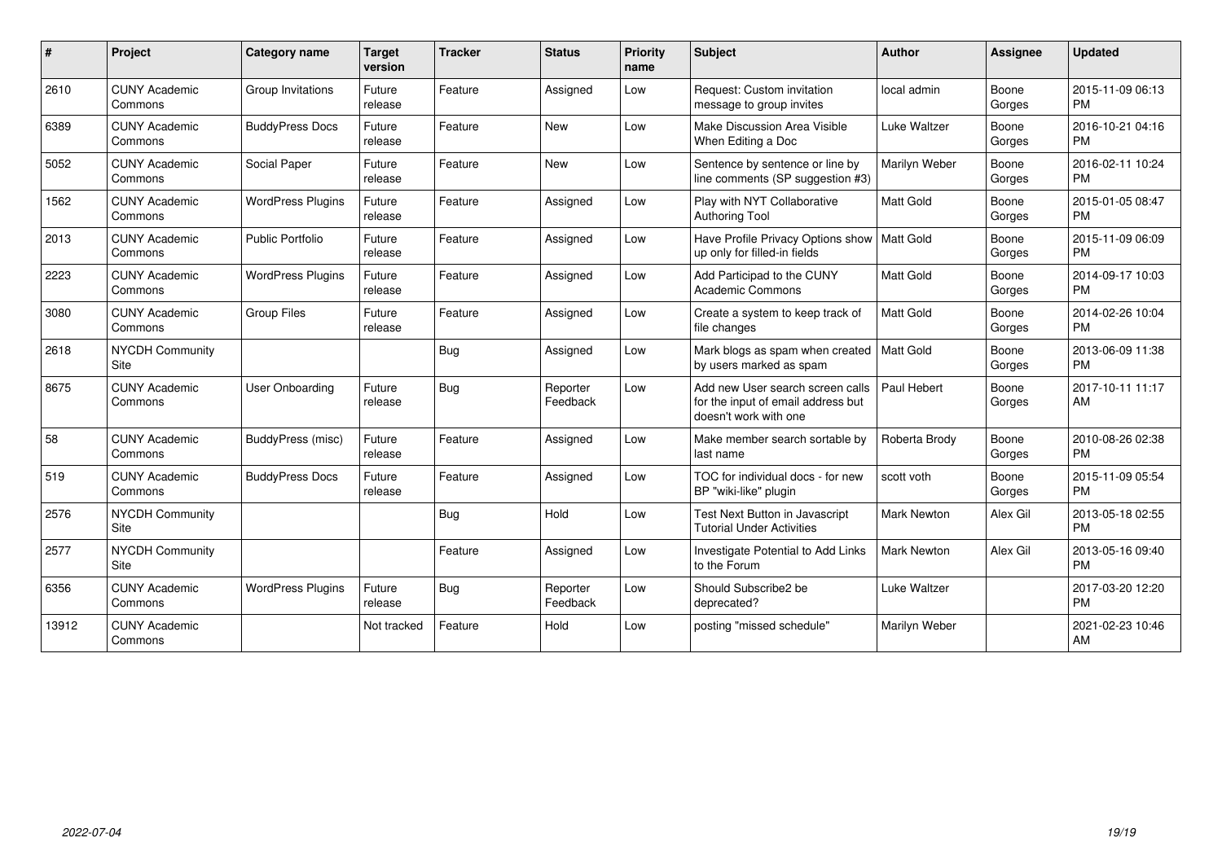| # | Project | Category name | Target version | Tracker | Status | Priority name | Subject | Author | Assignee | Updated |
|---|---|---|---|---|---|---|---|---|---|---|
| 2610 | CUNY Academic Commons | Group Invitations | Future release | Feature | Assigned | Low | Request: Custom invitation message to group invites | local admin | Boone Gorges | 2015-11-09 06:13 PM |
| 6389 | CUNY Academic Commons | BuddyPress Docs | Future release | Feature | New | Low | Make Discussion Area Visible When Editing a Doc | Luke Waltzer | Boone Gorges | 2016-10-21 04:16 PM |
| 5052 | CUNY Academic Commons | Social Paper | Future release | Feature | New | Low | Sentence by sentence or line by line comments (SP suggestion #3) | Marilyn Weber | Boone Gorges | 2016-02-11 10:24 PM |
| 1562 | CUNY Academic Commons | WordPress Plugins | Future release | Feature | Assigned | Low | Play with NYT Collaborative Authoring Tool | Matt Gold | Boone Gorges | 2015-01-05 08:47 PM |
| 2013 | CUNY Academic Commons | Public Portfolio | Future release | Feature | Assigned | Low | Have Profile Privacy Options show up only for filled-in fields | Matt Gold | Boone Gorges | 2015-11-09 06:09 PM |
| 2223 | CUNY Academic Commons | WordPress Plugins | Future release | Feature | Assigned | Low | Add Participad to the CUNY Academic Commons | Matt Gold | Boone Gorges | 2014-09-17 10:03 PM |
| 3080 | CUNY Academic Commons | Group Files | Future release | Feature | Assigned | Low | Create a system to keep track of file changes | Matt Gold | Boone Gorges | 2014-02-26 10:04 PM |
| 2618 | NYCDH Community Site | | | Bug | Assigned | Low | Mark blogs as spam when created by users marked as spam | Matt Gold | Boone Gorges | 2013-06-09 11:38 PM |
| 8675 | CUNY Academic Commons | User Onboarding | Future release | Bug | Reporter Feedback | Low | Add new User search screen calls for the input of email address but doesn't work with one | Paul Hebert | Boone Gorges | 2017-10-11 11:17 AM |
| 58 | CUNY Academic Commons | BuddyPress (misc) | Future release | Feature | Assigned | Low | Make member search sortable by last name | Roberta Brody | Boone Gorges | 2010-08-26 02:38 PM |
| 519 | CUNY Academic Commons | BuddyPress Docs | Future release | Feature | Assigned | Low | TOC for individual docs - for new BP "wiki-like" plugin | scott voth | Boone Gorges | 2015-11-09 05:54 PM |
| 2576 | NYCDH Community Site | | | Bug | Hold | Low | Test Next Button in Javascript Tutorial Under Activities | Mark Newton | Alex Gil | 2013-05-18 02:55 PM |
| 2577 | NYCDH Community Site | | | Feature | Assigned | Low | Investigate Potential to Add Links to the Forum | Mark Newton | Alex Gil | 2013-05-16 09:40 PM |
| 6356 | CUNY Academic Commons | WordPress Plugins | Future release | Bug | Reporter Feedback | Low | Should Subscribe2 be deprecated? | Luke Waltzer | | 2017-03-20 12:20 PM |
| 13912 | CUNY Academic Commons | | Not tracked | Feature | Hold | Low | posting "missed schedule" | Marilyn Weber | | 2021-02-23 10:46 AM |